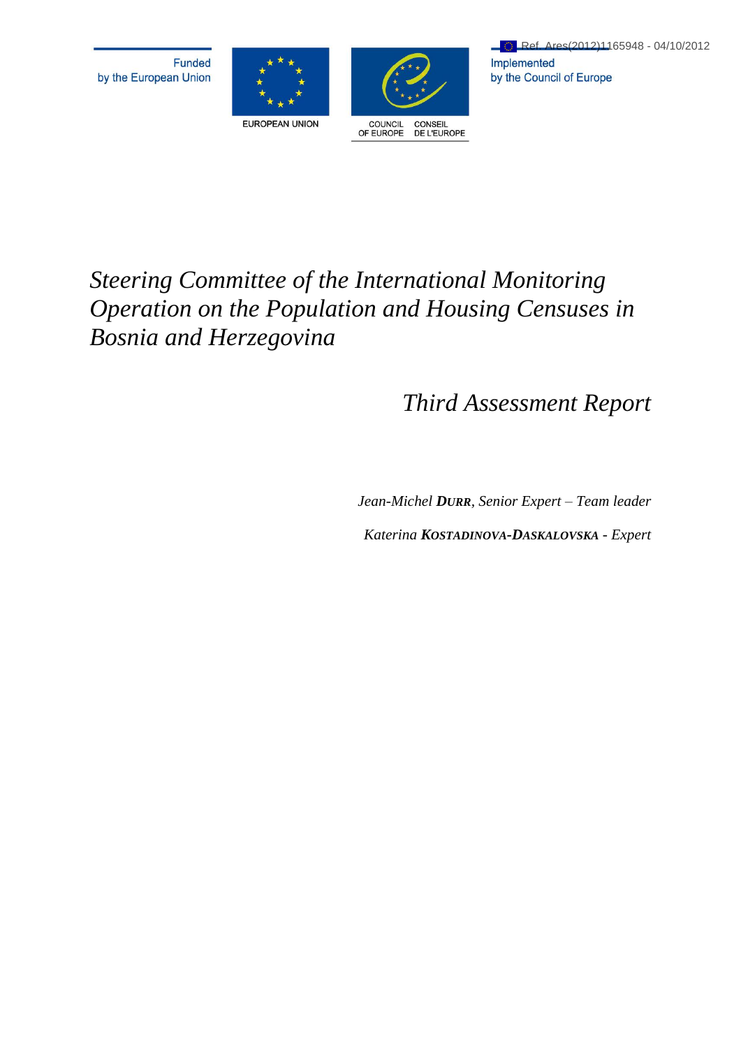Ref. Ares(2012)1165948 - 04/10/2012

Funded by the European Union

EUROPEAN UNION

COUNCIL OF EUROPE CONSEIL DE L'EUROPE

Implemented by the Council of Europe

# *Steering Committee of the International Monitoring Operation on the Population and Housing Censuses in Bosnia and Herzegovina*

## *Third Assessment Report*

*Jean-Michel **DURR**, Senior Expert – Team leader*

*Katerina **KOSTADINOVA-DASKALOVSKA** - Expert*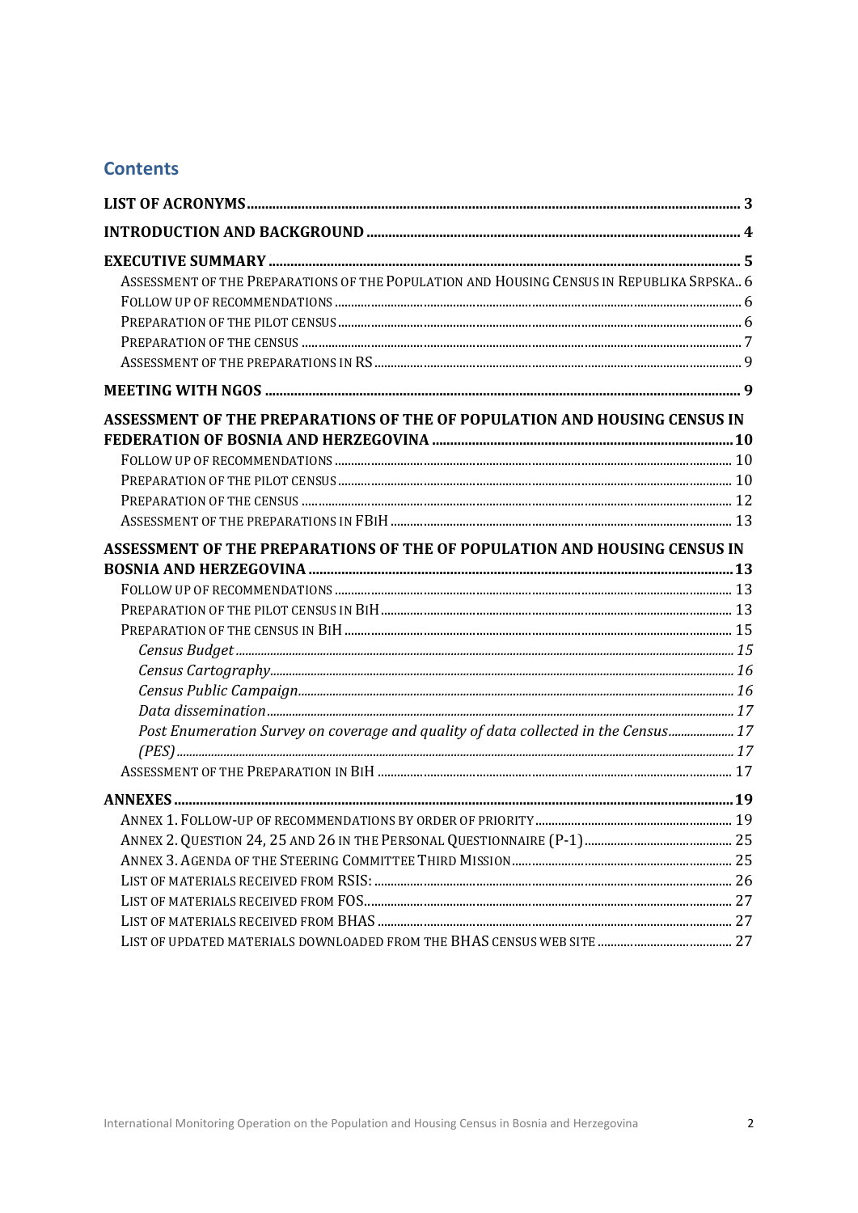## Contents

**LIST OF ACRONYMS** .......... 3

**INTRODUCTION AND BACKGROUND** .......... 4

**EXECUTIVE SUMMARY** .......... 5

- ASSESSMENT OF THE PREPARATIONS OF THE POPULATION AND HOUSING CENSUS IN REPUBLIKA SRPSKA .. 6
- FOLLOW UP OF RECOMMENDATIONS .......... 6
- PREPARATION OF THE PILOT CENSUS .......... 6
- PREPARATION OF THE CENSUS .......... 7
- ASSESSMENT OF THE PREPARATIONS IN RS .......... 9

**MEETING WITH NGOS** .......... 9

**ASSESSMENT OF THE PREPARATIONS OF THE OF POPULATION AND HOUSING CENSUS IN FEDERATION OF BOSNIA AND HERZEGOVINA** .......... 10

- FOLLOW UP OF RECOMMENDATIONS .......... 10
- PREPARATION OF THE PILOT CENSUS .......... 10
- PREPARATION OF THE CENSUS .......... 12
- ASSESSMENT OF THE PREPARATIONS IN FBIH .......... 13

**ASSESSMENT OF THE PREPARATIONS OF THE OF POPULATION AND HOUSING CENSUS IN BOSNIA AND HERZEGOVINA** .......... 13

- FOLLOW UP OF RECOMMENDATIONS .......... 13
- PREPARATION OF THE PILOT CENSUS IN BIH .......... 13
- PREPARATION OF THE CENSUS IN BIH .......... 15
  - *Census Budget* .......... 15
  - *Census Cartography* .......... 16
  - *Census Public Campaign* .......... 16
  - *Data dissemination* .......... 17
  - *Post Enumeration Survey on coverage and quality of data collected in the Census (PES)* .......... 17
- ASSESSMENT OF THE PREPARATION IN BIH .......... 17

**ANNEXES** .......... 19

- ANNEX 1. FOLLOW-UP OF RECOMMENDATIONS BY ORDER OF PRIORITY .......... 19
- ANNEX 2. QUESTION 24, 25 AND 26 IN THE PERSONAL QUESTIONNAIRE (P-1) .......... 25
- ANNEX 3. AGENDA OF THE STEERING COMMITTEE THIRD MISSION .......... 25
- LIST OF MATERIALS RECEIVED FROM RSIS: .......... 26
- LIST OF MATERIALS RECEIVED FROM FOS .......... 27
- LIST OF MATERIALS RECEIVED FROM BHAS .......... 27
- LIST OF UPDATED MATERIALS DOWNLOADED FROM THE BHAS CENSUS WEB SITE .......... 27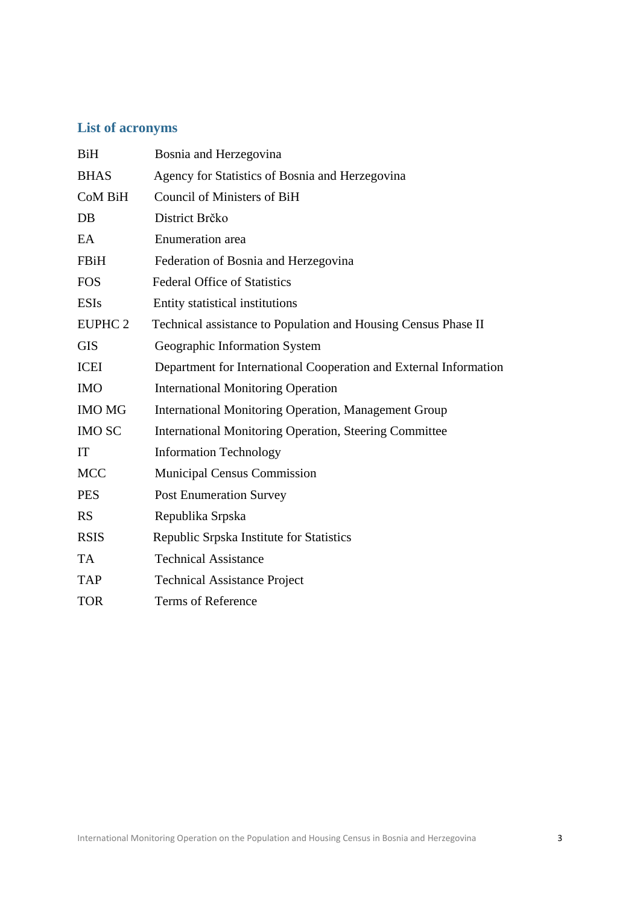## List of acronyms

| | |
|---|---|
| BiH | Bosnia and Herzegovina |
| BHAS | Agency for Statistics of Bosnia and Herzegovina |
| CoM BiH | Council of Ministers of BiH |
| DB | District Brčko |
| EA | Enumeration area |
| FBiH | Federation of Bosnia and Herzegovina |
| FOS | Federal Office of Statistics |
| ESIs | Entity statistical institutions |
| EUPHC 2 | Technical assistance to Population and Housing Census Phase II |
| GIS | Geographic Information System |
| ICEI | Department for International Cooperation and External Information |
| IMO | International Monitoring Operation |
| IMO MG | International Monitoring Operation, Management Group |
| IMO SC | International Monitoring Operation, Steering Committee |
| IT | Information Technology |
| MCC | Municipal Census Commission |
| PES | Post Enumeration Survey |
| RS | Republika Srpska |
| RSIS | Republic Srpska Institute for Statistics |
| TA | Technical Assistance |
| TAP | Technical Assistance Project |
| TOR | Terms of Reference |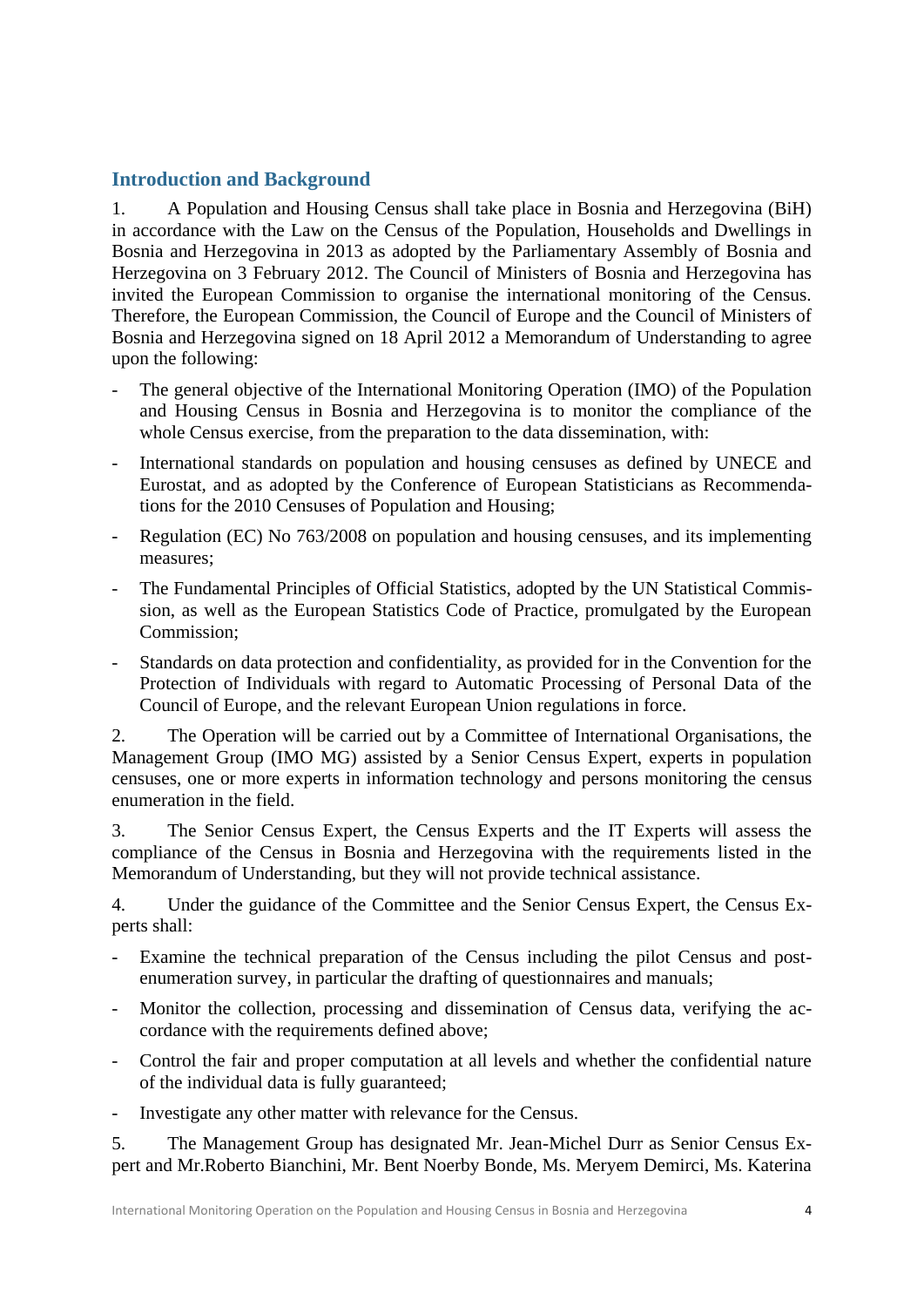## Introduction and Background

1. A Population and Housing Census shall take place in Bosnia and Herzegovina (BiH) in accordance with the Law on the Census of the Population, Households and Dwellings in Bosnia and Herzegovina in 2013 as adopted by the Parliamentary Assembly of Bosnia and Herzegovina on 3 February 2012. The Council of Ministers of Bosnia and Herzegovina has invited the European Commission to organise the international monitoring of the Census. Therefore, the European Commission, the Council of Europe and the Council of Ministers of Bosnia and Herzegovina signed on 18 April 2012 a Memorandum of Understanding to agree upon the following:

- The general objective of the International Monitoring Operation (IMO) of the Population and Housing Census in Bosnia and Herzegovina is to monitor the compliance of the whole Census exercise, from the preparation to the data dissemination, with:
- International standards on population and housing censuses as defined by UNECE and Eurostat, and as adopted by the Conference of European Statisticians as Recommendations for the 2010 Censuses of Population and Housing;
- Regulation (EC) No 763/2008 on population and housing censuses, and its implementing measures;
- The Fundamental Principles of Official Statistics, adopted by the UN Statistical Commission, as well as the European Statistics Code of Practice, promulgated by the European Commission;
- Standards on data protection and confidentiality, as provided for in the Convention for the Protection of Individuals with regard to Automatic Processing of Personal Data of the Council of Europe, and the relevant European Union regulations in force.

2. The Operation will be carried out by a Committee of International Organisations, the Management Group (IMO MG) assisted by a Senior Census Expert, experts in population censuses, one or more experts in information technology and persons monitoring the census enumeration in the field.

3. The Senior Census Expert, the Census Experts and the IT Experts will assess the compliance of the Census in Bosnia and Herzegovina with the requirements listed in the Memorandum of Understanding, but they will not provide technical assistance.

4. Under the guidance of the Committee and the Senior Census Expert, the Census Experts shall:

- Examine the technical preparation of the Census including the pilot Census and post-enumeration survey, in particular the drafting of questionnaires and manuals;
- Monitor the collection, processing and dissemination of Census data, verifying the accordance with the requirements defined above;
- Control the fair and proper computation at all levels and whether the confidential nature of the individual data is fully guaranteed;
- Investigate any other matter with relevance for the Census.

5. The Management Group has designated Mr. Jean-Michel Durr as Senior Census Expert and Mr.Roberto Bianchini, Mr. Bent Noerby Bonde, Ms. Meryem Demirci, Ms. Katerina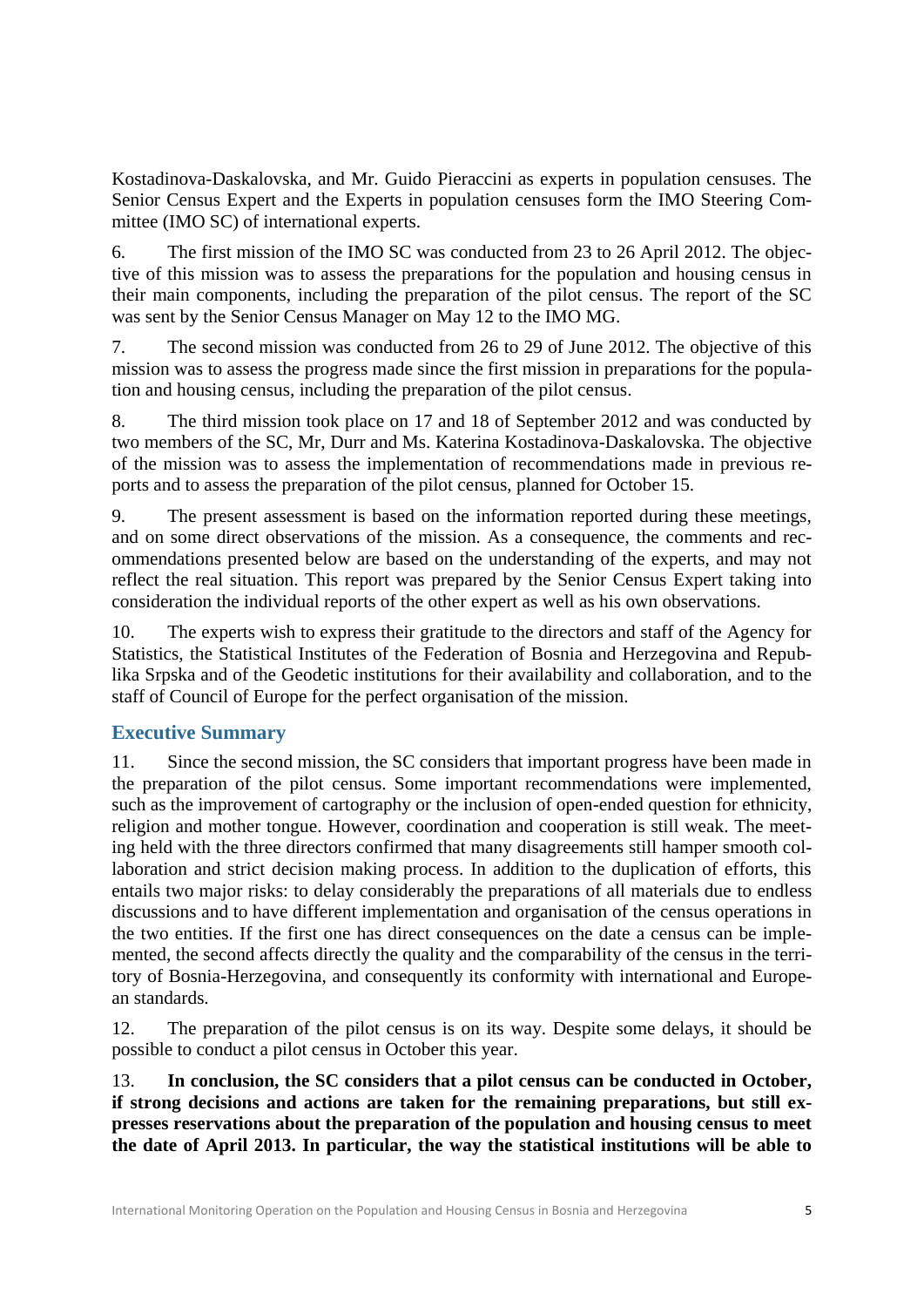Kostadinova-Daskalovska, and Mr. Guido Pieraccini as experts in population censuses. The Senior Census Expert and the Experts in population censuses form the IMO Steering Committee (IMO SC) of international experts.

6. The first mission of the IMO SC was conducted from 23 to 26 April 2012. The objective of this mission was to assess the preparations for the population and housing census in their main components, including the preparation of the pilot census. The report of the SC was sent by the Senior Census Manager on May 12 to the IMO MG.

7. The second mission was conducted from 26 to 29 of June 2012. The objective of this mission was to assess the progress made since the first mission in preparations for the population and housing census, including the preparation of the pilot census.

8. The third mission took place on 17 and 18 of September 2012 and was conducted by two members of the SC, Mr, Durr and Ms. Katerina Kostadinova-Daskalovska. The objective of the mission was to assess the implementation of recommendations made in previous reports and to assess the preparation of the pilot census, planned for October 15.

9. The present assessment is based on the information reported during these meetings, and on some direct observations of the mission. As a consequence, the comments and recommendations presented below are based on the understanding of the experts, and may not reflect the real situation. This report was prepared by the Senior Census Expert taking into consideration the individual reports of the other expert as well as his own observations.

10. The experts wish to express their gratitude to the directors and staff of the Agency for Statistics, the Statistical Institutes of the Federation of Bosnia and Herzegovina and Republika Srpska and of the Geodetic institutions for their availability and collaboration, and to the staff of Council of Europe for the perfect organisation of the mission.

## Executive Summary

11. Since the second mission, the SC considers that important progress have been made in the preparation of the pilot census. Some important recommendations were implemented, such as the improvement of cartography or the inclusion of open-ended question for ethnicity, religion and mother tongue. However, coordination and cooperation is still weak. The meeting held with the three directors confirmed that many disagreements still hamper smooth collaboration and strict decision making process. In addition to the duplication of efforts, this entails two major risks: to delay considerably the preparations of all materials due to endless discussions and to have different implementation and organisation of the census operations in the two entities. If the first one has direct consequences on the date a census can be implemented, the second affects directly the quality and the comparability of the census in the territory of Bosnia-Herzegovina, and consequently its conformity with international and European standards.

12. The preparation of the pilot census is on its way. Despite some delays, it should be possible to conduct a pilot census in October this year.

13. **In conclusion, the SC considers that a pilot census can be conducted in October, if strong decisions and actions are taken for the remaining preparations, but still expresses reservations about the preparation of the population and housing census to meet the date of April 2013. In particular, the way the statistical institutions will be able to**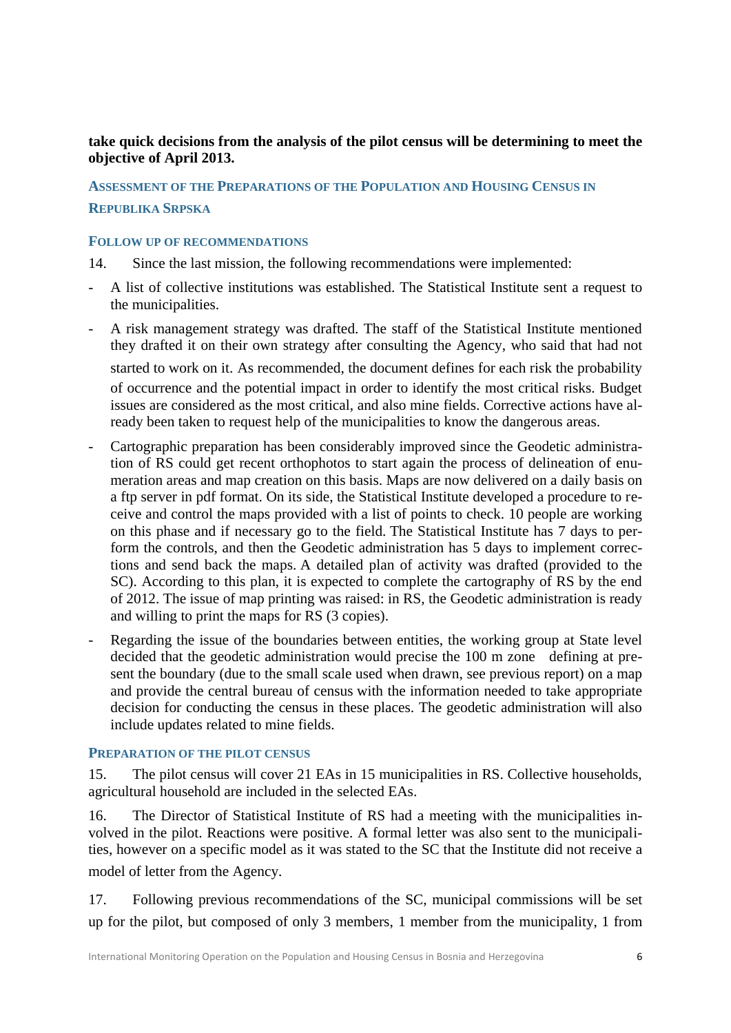**take quick decisions from the analysis of the pilot census will be determining to meet the objective of April 2013.**

## Assessment of the Preparations of the Population and Housing Census in Republika Srpska

### Follow up of recommendations

14. Since the last mission, the following recommendations were implemented:

- A list of collective institutions was established. The Statistical Institute sent a request to the municipalities.
- A risk management strategy was drafted. The staff of the Statistical Institute mentioned they drafted it on their own strategy after consulting the Agency, who said that had not started to work on it. As recommended, the document defines for each risk the probability of occurrence and the potential impact in order to identify the most critical risks. Budget issues are considered as the most critical, and also mine fields. Corrective actions have already been taken to request help of the municipalities to know the dangerous areas.
- Cartographic preparation has been considerably improved since the Geodetic administration of RS could get recent orthophotos to start again the process of delineation of enumeration areas and map creation on this basis. Maps are now delivered on a daily basis on a ftp server in pdf format. On its side, the Statistical Institute developed a procedure to receive and control the maps provided with a list of points to check. 10 people are working on this phase and if necessary go to the field. The Statistical Institute has 7 days to perform the controls, and then the Geodetic administration has 5 days to implement corrections and send back the maps. A detailed plan of activity was drafted (provided to the SC). According to this plan, it is expected to complete the cartography of RS by the end of 2012. The issue of map printing was raised: in RS, the Geodetic administration is ready and willing to print the maps for RS (3 copies).
- Regarding the issue of the boundaries between entities, the working group at State level decided that the geodetic administration would precise the 100 m zone defining at present the boundary (due to the small scale used when drawn, see previous report) on a map and provide the central bureau of census with the information needed to take appropriate decision for conducting the census in these places. The geodetic administration will also include updates related to mine fields.

### Preparation of the pilot census

15. The pilot census will cover 21 EAs in 15 municipalities in RS. Collective households, agricultural household are included in the selected EAs.

16. The Director of Statistical Institute of RS had a meeting with the municipalities involved in the pilot. Reactions were positive. A formal letter was also sent to the municipalities, however on a specific model as it was stated to the SC that the Institute did not receive a model of letter from the Agency.

17. Following previous recommendations of the SC, municipal commissions will be set up for the pilot, but composed of only 3 members, 1 member from the municipality, 1 from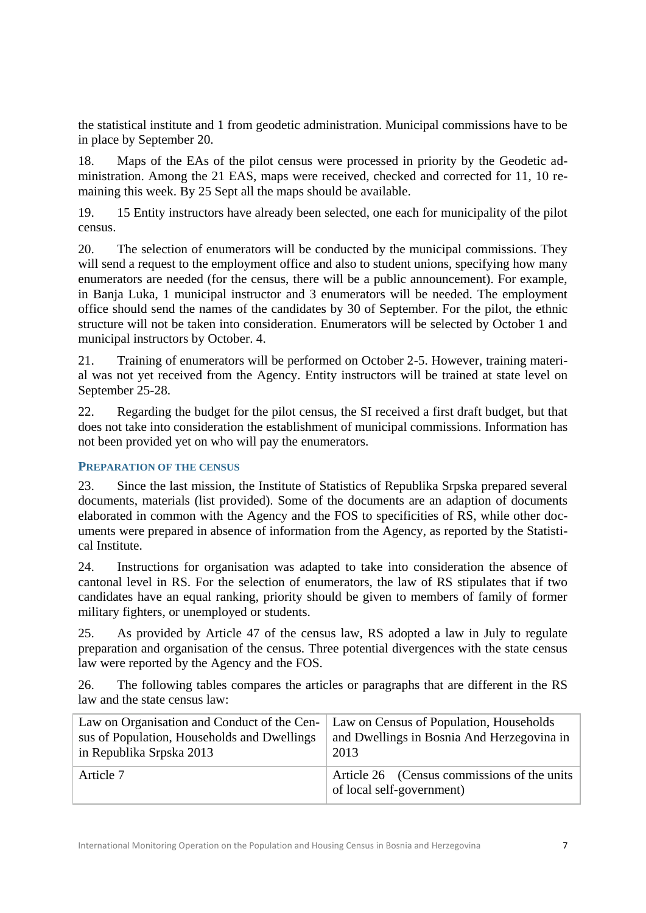the statistical institute and 1 from geodetic administration. Municipal commissions have to be in place by September 20.

18. Maps of the EAs of the pilot census were processed in priority by the Geodetic administration. Among the 21 EAS, maps were received, checked and corrected for 11, 10 remaining this week. By 25 Sept all the maps should be available.

19. 15 Entity instructors have already been selected, one each for municipality of the pilot census.

20. The selection of enumerators will be conducted by the municipal commissions. They will send a request to the employment office and also to student unions, specifying how many enumerators are needed (for the census, there will be a public announcement). For example, in Banja Luka, 1 municipal instructor and 3 enumerators will be needed. The employment office should send the names of the candidates by 30 of September. For the pilot, the ethnic structure will not be taken into consideration. Enumerators will be selected by October 1 and municipal instructors by October. 4.

21. Training of enumerators will be performed on October 2-5. However, training material was not yet received from the Agency. Entity instructors will be trained at state level on September 25-28.

22. Regarding the budget for the pilot census, the SI received a first draft budget, but that does not take into consideration the establishment of municipal commissions. Information has not been provided yet on who will pay the enumerators.

### PREPARATION OF THE CENSUS

23. Since the last mission, the Institute of Statistics of Republika Srpska prepared several documents, materials (list provided). Some of the documents are an adaption of documents elaborated in common with the Agency and the FOS to specificities of RS, while other documents were prepared in absence of information from the Agency, as reported by the Statistical Institute.

24. Instructions for organisation was adapted to take into consideration the absence of cantonal level in RS. For the selection of enumerators, the law of RS stipulates that if two candidates have an equal ranking, priority should be given to members of family of former military fighters, or unemployed or students.

25. As provided by Article 47 of the census law, RS adopted a law in July to regulate preparation and organisation of the census. Three potential divergences with the state census law were reported by the Agency and the FOS.

26. The following tables compares the articles or paragraphs that are different in the RS law and the state census law:

| Law on Organisation and Conduct of the Census of Population, Households and Dwellings in Republika Srpska 2013 | Law on Census of Population, Households and Dwellings in Bosnia And Herzegovina in 2013 |
|---|---|
| Article 7 | Article 26 (Census commissions of the units of local self-government) |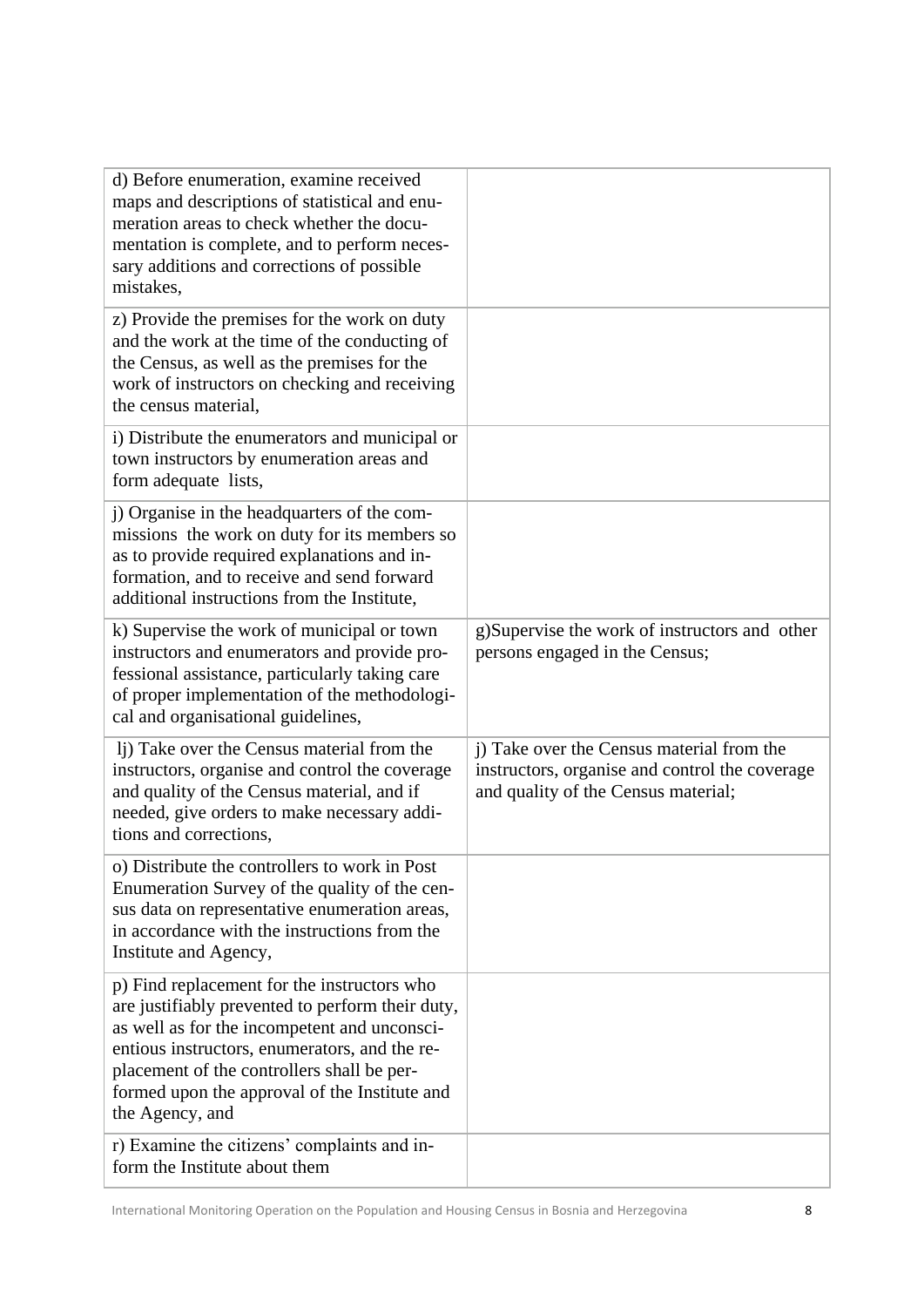| | |
|---|---|
| d) Before enumeration, examine received maps and descriptions of statistical and enumeration areas to check whether the documentation is complete, and to perform necessary additions and corrections of possible mistakes, | |
| z) Provide the premises for the work on duty and the work at the time of the conducting of the Census, as well as the premises for the work of instructors on checking and receiving the census material, | |
| i) Distribute the enumerators and municipal or town instructors by enumeration areas and form adequate lists, | |
| j) Organise in the headquarters of the commissions the work on duty for its members so as to provide required explanations and information, and to receive and send forward additional instructions from the Institute, | |
| k) Supervise the work of municipal or town instructors and enumerators and provide professional assistance, particularly taking care of proper implementation of the methodological and organisational guidelines, | g)Supervise the work of instructors and other persons engaged in the Census; |
| lj) Take over the Census material from the instructors, organise and control the coverage and quality of the Census material, and if needed, give orders to make necessary additions and corrections, | j) Take over the Census material from the instructors, organise and control the coverage and quality of the Census material; |
| o) Distribute the controllers to work in Post Enumeration Survey of the quality of the census data on representative enumeration areas, in accordance with the instructions from the Institute and Agency, | |
| p) Find replacement for the instructors who are justifiably prevented to perform their duty, as well as for the incompetent and unconscientious instructors, enumerators, and the replacement of the controllers shall be performed upon the approval of the Institute and the Agency, and | |
| r) Examine the citizens' complaints and inform the Institute about them | |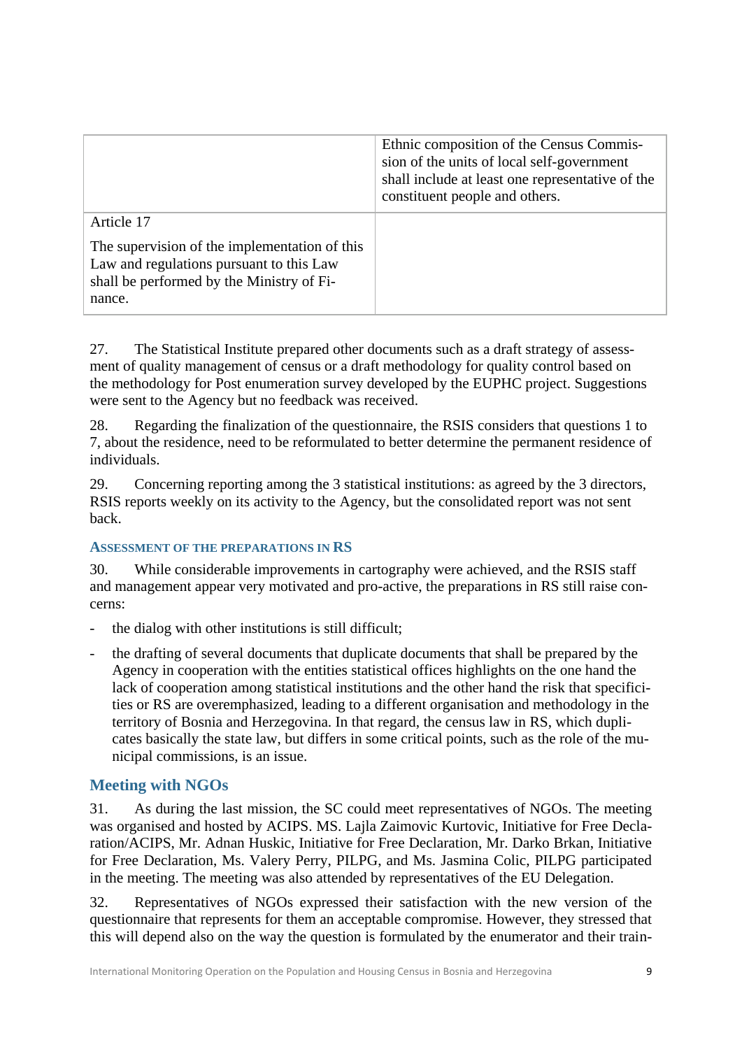| | |
|---|---|
| | Ethnic composition of the Census Commission of the units of local self-government shall include at least one representative of the constituent people and others. |
| Article 17<br><br>The supervision of the implementation of this Law and regulations pursuant to this Law shall be performed by the Ministry of Finance. | |

27. The Statistical Institute prepared other documents such as a draft strategy of assessment of quality management of census or a draft methodology for quality control based on the methodology for Post enumeration survey developed by the EUPHC project. Suggestions were sent to the Agency but no feedback was received.

28. Regarding the finalization of the questionnaire, the RSIS considers that questions 1 to 7, about the residence, need to be reformulated to better determine the permanent residence of individuals.

29. Concerning reporting among the 3 statistical institutions: as agreed by the 3 directors, RSIS reports weekly on its activity to the Agency, but the consolidated report was not sent back.

### ASSESSMENT OF THE PREPARATIONS IN RS

30. While considerable improvements in cartography were achieved, and the RSIS staff and management appear very motivated and pro-active, the preparations in RS still raise concerns:

- the dialog with other institutions is still difficult;
- the drafting of several documents that duplicate documents that shall be prepared by the Agency in cooperation with the entities statistical offices highlights on the one hand the lack of cooperation among statistical institutions and the other hand the risk that specificities or RS are overemphasized, leading to a different organisation and methodology in the territory of Bosnia and Herzegovina. In that regard, the census law in RS, which duplicates basically the state law, but differs in some critical points, such as the role of the municipal commissions, is an issue.

## Meeting with NGOs

31. As during the last mission, the SC could meet representatives of NGOs. The meeting was organised and hosted by ACIPS. MS. Lajla Zaimovic Kurtovic, Initiative for Free Declaration/ACIPS, Mr. Adnan Huskic, Initiative for Free Declaration, Mr. Darko Brkan, Initiative for Free Declaration, Ms. Valery Perry, PILPG, and Ms. Jasmina Colic, PILPG participated in the meeting. The meeting was also attended by representatives of the EU Delegation.

32. Representatives of NGOs expressed their satisfaction with the new version of the questionnaire that represents for them an acceptable compromise. However, they stressed that this will depend also on the way the question is formulated by the enumerator and their train-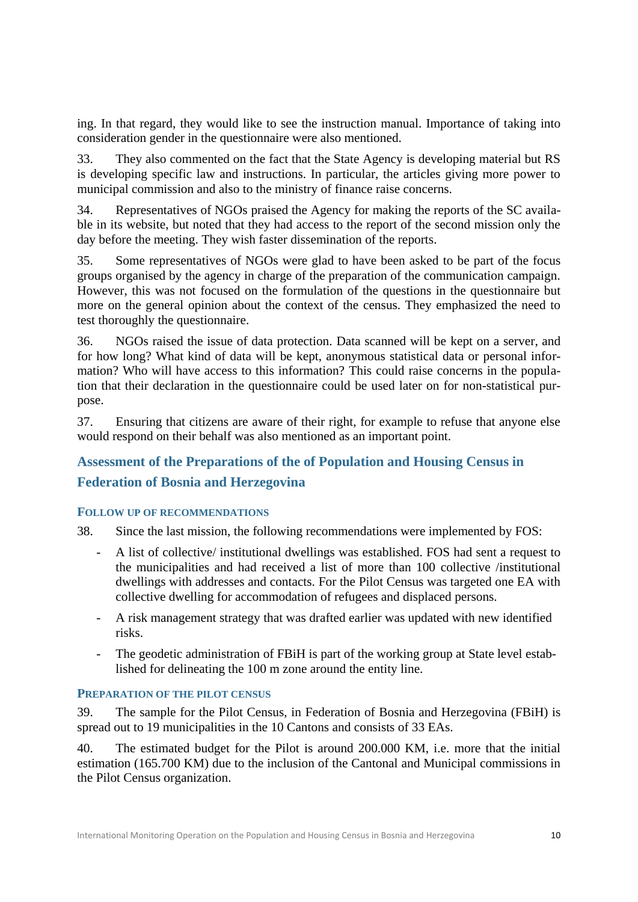ing. In that regard, they would like to see the instruction manual. Importance of taking into consideration gender in the questionnaire were also mentioned.

33. They also commented on the fact that the State Agency is developing material but RS is developing specific law and instructions. In particular, the articles giving more power to municipal commission and also to the ministry of finance raise concerns.

34. Representatives of NGOs praised the Agency for making the reports of the SC available in its website, but noted that they had access to the report of the second mission only the day before the meeting. They wish faster dissemination of the reports.

35. Some representatives of NGOs were glad to have been asked to be part of the focus groups organised by the agency in charge of the preparation of the communication campaign. However, this was not focused on the formulation of the questions in the questionnaire but more on the general opinion about the context of the census. They emphasized the need to test thoroughly the questionnaire.

36. NGOs raised the issue of data protection. Data scanned will be kept on a server, and for how long? What kind of data will be kept, anonymous statistical data or personal information? Who will have access to this information? This could raise concerns in the population that their declaration in the questionnaire could be used later on for non-statistical purpose.

37. Ensuring that citizens are aware of their right, for example to refuse that anyone else would respond on their behalf was also mentioned as an important point.

## Assessment of the Preparations of the of Population and Housing Census in Federation of Bosnia and Herzegovina

### Follow up of recommendations

38. Since the last mission, the following recommendations were implemented by FOS:

- A list of collective/ institutional dwellings was established. FOS had sent a request to the municipalities and had received a list of more than 100 collective /institutional dwellings with addresses and contacts. For the Pilot Census was targeted one EA with collective dwelling for accommodation of refugees and displaced persons.
- A risk management strategy that was drafted earlier was updated with new identified risks.
- The geodetic administration of FBiH is part of the working group at State level established for delineating the 100 m zone around the entity line.

### Preparation of the pilot census

39. The sample for the Pilot Census, in Federation of Bosnia and Herzegovina (FBiH) is spread out to 19 municipalities in the 10 Cantons and consists of 33 EAs.

40. The estimated budget for the Pilot is around 200.000 KM, i.e. more that the initial estimation (165.700 KM) due to the inclusion of the Cantonal and Municipal commissions in the Pilot Census organization.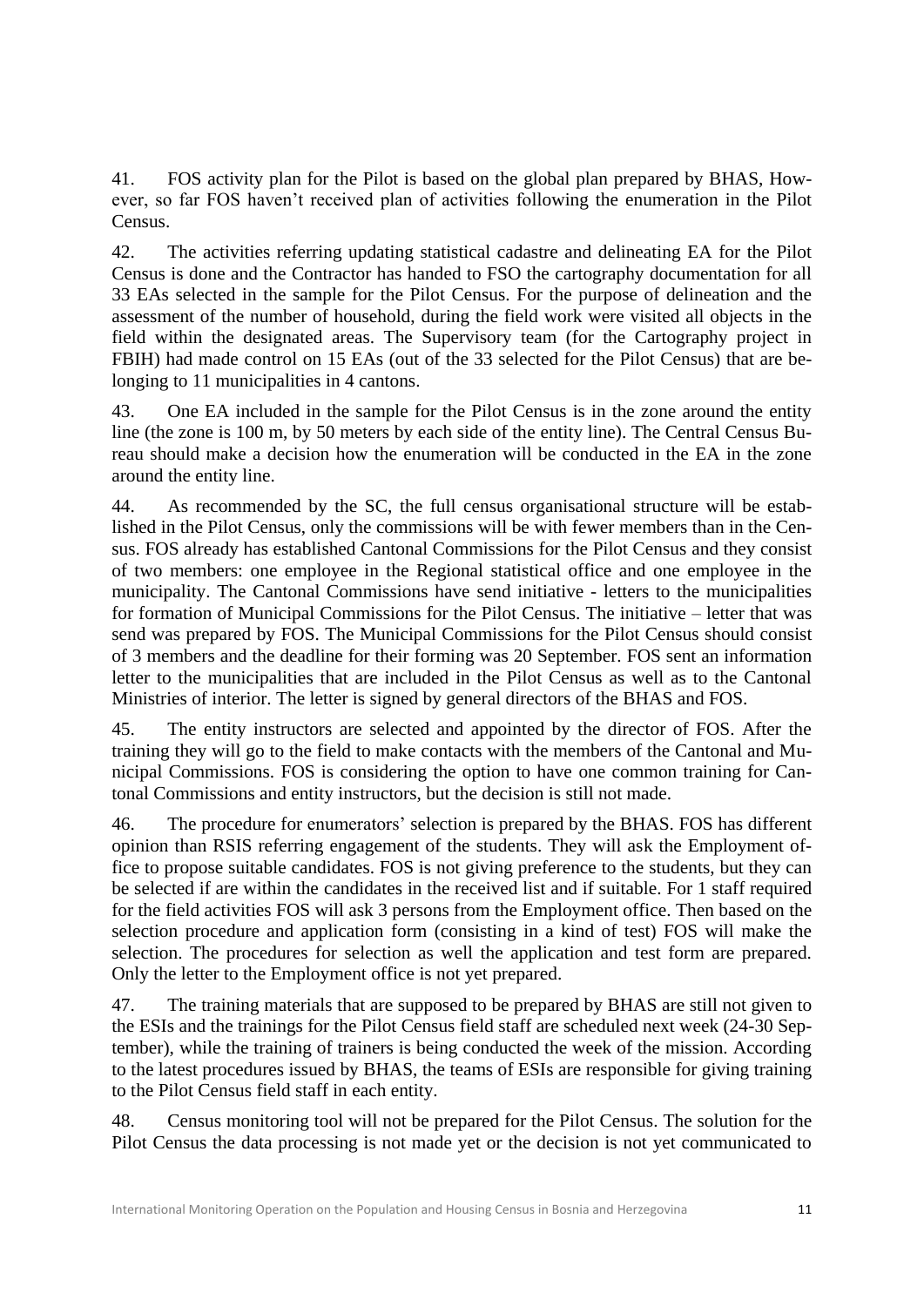41. FOS activity plan for the Pilot is based on the global plan prepared by BHAS, However, so far FOS haven't received plan of activities following the enumeration in the Pilot Census.

42. The activities referring updating statistical cadastre and delineating EA for the Pilot Census is done and the Contractor has handed to FSO the cartography documentation for all 33 EAs selected in the sample for the Pilot Census. For the purpose of delineation and the assessment of the number of household, during the field work were visited all objects in the field within the designated areas. The Supervisory team (for the Cartography project in FBIH) had made control on 15 EAs (out of the 33 selected for the Pilot Census) that are belonging to 11 municipalities in 4 cantons.

43. One EA included in the sample for the Pilot Census is in the zone around the entity line (the zone is 100 m, by 50 meters by each side of the entity line). The Central Census Bureau should make a decision how the enumeration will be conducted in the EA in the zone around the entity line.

44. As recommended by the SC, the full census organisational structure will be established in the Pilot Census, only the commissions will be with fewer members than in the Census. FOS already has established Cantonal Commissions for the Pilot Census and they consist of two members: one employee in the Regional statistical office and one employee in the municipality. The Cantonal Commissions have send initiative - letters to the municipalities for formation of Municipal Commissions for the Pilot Census. The initiative – letter that was send was prepared by FOS. The Municipal Commissions for the Pilot Census should consist of 3 members and the deadline for their forming was 20 September. FOS sent an information letter to the municipalities that are included in the Pilot Census as well as to the Cantonal Ministries of interior. The letter is signed by general directors of the BHAS and FOS.

45. The entity instructors are selected and appointed by the director of FOS. After the training they will go to the field to make contacts with the members of the Cantonal and Municipal Commissions. FOS is considering the option to have one common training for Cantonal Commissions and entity instructors, but the decision is still not made.

46. The procedure for enumerators' selection is prepared by the BHAS. FOS has different opinion than RSIS referring engagement of the students. They will ask the Employment office to propose suitable candidates. FOS is not giving preference to the students, but they can be selected if are within the candidates in the received list and if suitable. For 1 staff required for the field activities FOS will ask 3 persons from the Employment office. Then based on the selection procedure and application form (consisting in a kind of test) FOS will make the selection. The procedures for selection as well the application and test form are prepared. Only the letter to the Employment office is not yet prepared.

47. The training materials that are supposed to be prepared by BHAS are still not given to the ESIs and the trainings for the Pilot Census field staff are scheduled next week (24-30 September), while the training of trainers is being conducted the week of the mission. According to the latest procedures issued by BHAS, the teams of ESIs are responsible for giving training to the Pilot Census field staff in each entity.

48. Census monitoring tool will not be prepared for the Pilot Census. The solution for the Pilot Census the data processing is not made yet or the decision is not yet communicated to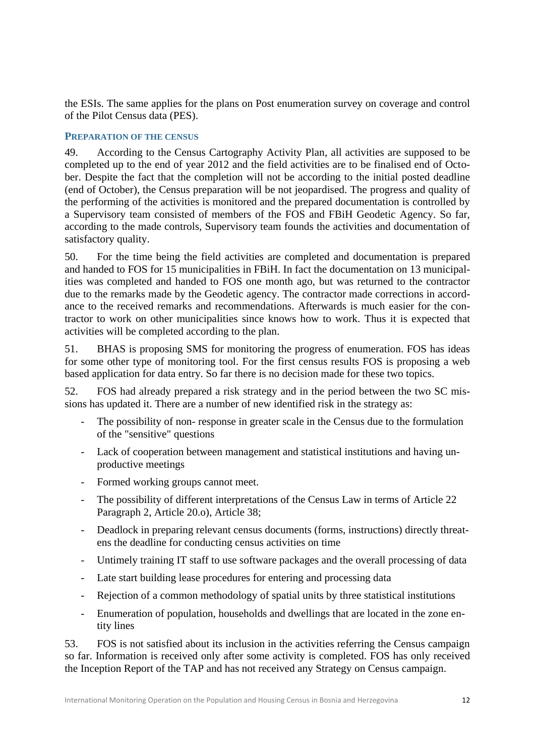the ESIs. The same applies for the plans on Post enumeration survey on coverage and control of the Pilot Census data (PES).

### PREPARATION OF THE CENSUS

49. According to the Census Cartography Activity Plan, all activities are supposed to be completed up to the end of year 2012 and the field activities are to be finalised end of October. Despite the fact that the completion will not be according to the initial posted deadline (end of October), the Census preparation will be not jeopardised. The progress and quality of the performing of the activities is monitored and the prepared documentation is controlled by a Supervisory team consisted of members of the FOS and FBiH Geodetic Agency. So far, according to the made controls, Supervisory team founds the activities and documentation of satisfactory quality.

50. For the time being the field activities are completed and documentation is prepared and handed to FOS for 15 municipalities in FBiH. In fact the documentation on 13 municipalities was completed and handed to FOS one month ago, but was returned to the contractor due to the remarks made by the Geodetic agency. The contractor made corrections in accordance to the received remarks and recommendations. Afterwards is much easier for the contractor to work on other municipalities since knows how to work. Thus it is expected that activities will be completed according to the plan.

51. BHAS is proposing SMS for monitoring the progress of enumeration. FOS has ideas for some other type of monitoring tool. For the first census results FOS is proposing a web based application for data entry. So far there is no decision made for these two topics.

52. FOS had already prepared a risk strategy and in the period between the two SC missions has updated it. There are a number of new identified risk in the strategy as:

- The possibility of non- response in greater scale in the Census due to the formulation of the "sensitive" questions
- Lack of cooperation between management and statistical institutions and having unproductive meetings
- Formed working groups cannot meet.
- The possibility of different interpretations of the Census Law in terms of Article 22 Paragraph 2, Article 20.o), Article 38;
- Deadlock in preparing relevant census documents (forms, instructions) directly threatens the deadline for conducting census activities on time
- Untimely training IT staff to use software packages and the overall processing of data
- Late start building lease procedures for entering and processing data
- Rejection of a common methodology of spatial units by three statistical institutions
- Enumeration of population, households and dwellings that are located in the zone entity lines

53. FOS is not satisfied about its inclusion in the activities referring the Census campaign so far. Information is received only after some activity is completed. FOS has only received the Inception Report of the TAP and has not received any Strategy on Census campaign.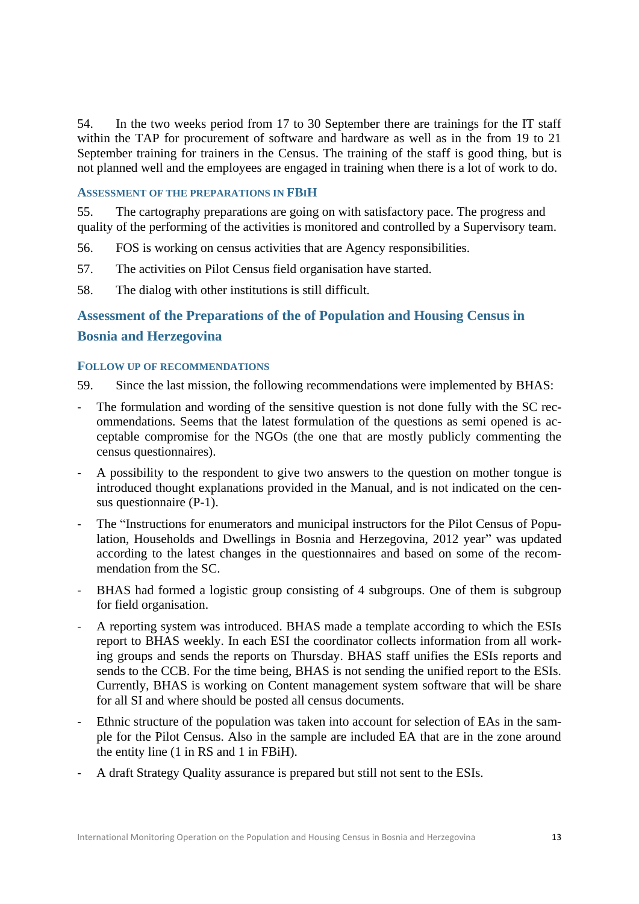54. In the two weeks period from 17 to 30 September there are trainings for the IT staff within the TAP for procurement of software and hardware as well as in the from 19 to 21 September training for trainers in the Census. The training of the staff is good thing, but is not planned well and the employees are engaged in training when there is a lot of work to do.

#### ASSESSMENT OF THE PREPARATIONS IN FBIH

55. The cartography preparations are going on with satisfactory pace. The progress and quality of the performing of the activities is monitored and controlled by a Supervisory team.

56. FOS is working on census activities that are Agency responsibilities.

57. The activities on Pilot Census field organisation have started.

58. The dialog with other institutions is still difficult.

### Assessment of the Preparations of the of Population and Housing Census in Bosnia and Herzegovina

#### FOLLOW UP OF RECOMMENDATIONS

59. Since the last mission, the following recommendations were implemented by BHAS:

- The formulation and wording of the sensitive question is not done fully with the SC recommendations. Seems that the latest formulation of the questions as semi opened is acceptable compromise for the NGOs (the one that are mostly publicly commenting the census questionnaires).
- A possibility to the respondent to give two answers to the question on mother tongue is introduced thought explanations provided in the Manual, and is not indicated on the census questionnaire (P-1).
- The "Instructions for enumerators and municipal instructors for the Pilot Census of Population, Households and Dwellings in Bosnia and Herzegovina, 2012 year" was updated according to the latest changes in the questionnaires and based on some of the recommendation from the SC.
- BHAS had formed a logistic group consisting of 4 subgroups. One of them is subgroup for field organisation.
- A reporting system was introduced. BHAS made a template according to which the ESIs report to BHAS weekly. In each ESI the coordinator collects information from all working groups and sends the reports on Thursday. BHAS staff unifies the ESIs reports and sends to the CCB. For the time being, BHAS is not sending the unified report to the ESIs. Currently, BHAS is working on Content management system software that will be share for all SI and where should be posted all census documents.
- Ethnic structure of the population was taken into account for selection of EAs in the sample for the Pilot Census. Also in the sample are included EA that are in the zone around the entity line (1 in RS and 1 in FBiH).
- A draft Strategy Quality assurance is prepared but still not sent to the ESIs.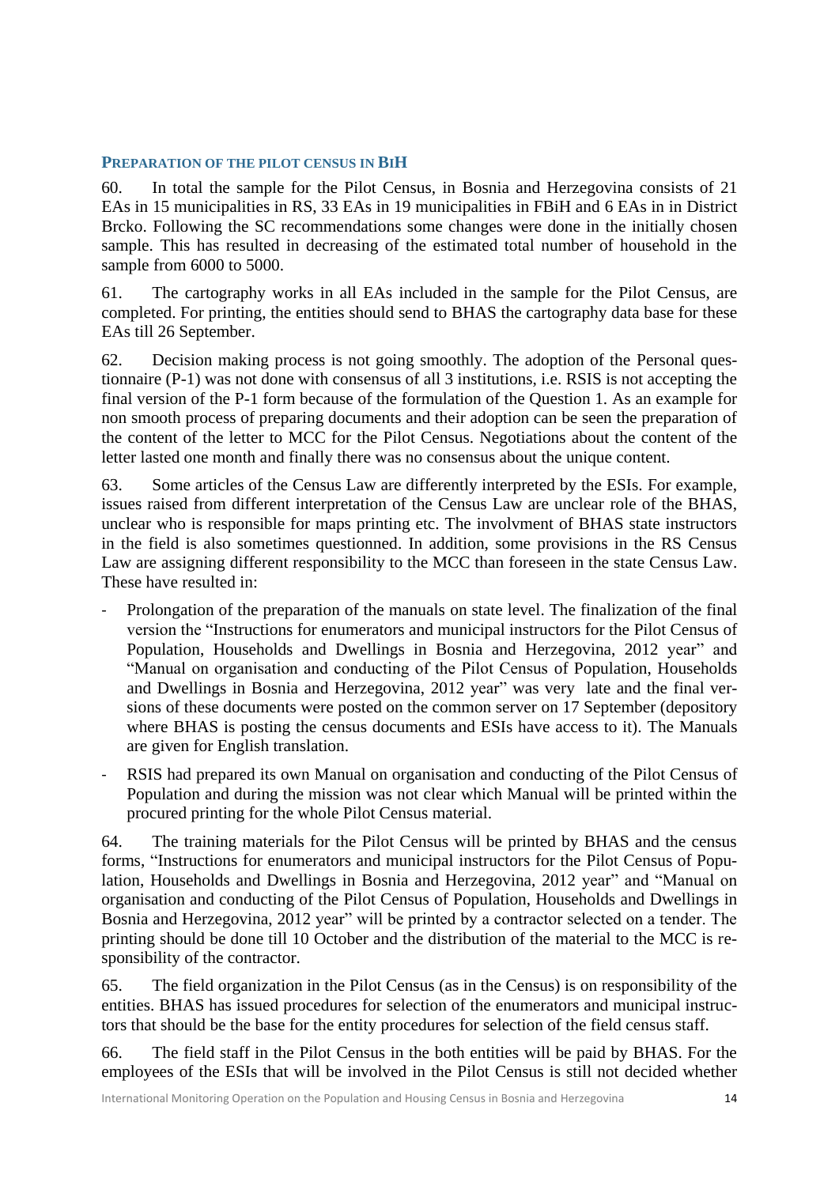### PREPARATION OF THE PILOT CENSUS IN BIH

60. In total the sample for the Pilot Census, in Bosnia and Herzegovina consists of 21 EAs in 15 municipalities in RS, 33 EAs in 19 municipalities in FBiH and 6 EAs in in District Brcko. Following the SC recommendations some changes were done in the initially chosen sample. This has resulted in decreasing of the estimated total number of household in the sample from 6000 to 5000.

61. The cartography works in all EAs included in the sample for the Pilot Census, are completed. For printing, the entities should send to BHAS the cartography data base for these EAs till 26 September.

62. Decision making process is not going smoothly. The adoption of the Personal questionnaire (P-1) was not done with consensus of all 3 institutions, i.e. RSIS is not accepting the final version of the P-1 form because of the formulation of the Question 1. As an example for non smooth process of preparing documents and their adoption can be seen the preparation of the content of the letter to MCC for the Pilot Census. Negotiations about the content of the letter lasted one month and finally there was no consensus about the unique content.

63. Some articles of the Census Law are differently interpreted by the ESIs. For example, issues raised from different interpretation of the Census Law are unclear role of the BHAS, unclear who is responsible for maps printing etc. The involvment of BHAS state instructors in the field is also sometimes questionned. In addition, some provisions in the RS Census Law are assigning different responsibility to the MCC than foreseen in the state Census Law. These have resulted in:

- Prolongation of the preparation of the manuals on state level. The finalization of the final version the "Instructions for enumerators and municipal instructors for the Pilot Census of Population, Households and Dwellings in Bosnia and Herzegovina, 2012 year" and "Manual on organisation and conducting of the Pilot Census of Population, Households and Dwellings in Bosnia and Herzegovina, 2012 year" was very late and the final versions of these documents were posted on the common server on 17 September (depository where BHAS is posting the census documents and ESIs have access to it). The Manuals are given for English translation.
- RSIS had prepared its own Manual on organisation and conducting of the Pilot Census of Population and during the mission was not clear which Manual will be printed within the procured printing for the whole Pilot Census material.

64. The training materials for the Pilot Census will be printed by BHAS and the census forms, "Instructions for enumerators and municipal instructors for the Pilot Census of Population, Households and Dwellings in Bosnia and Herzegovina, 2012 year" and "Manual on organisation and conducting of the Pilot Census of Population, Households and Dwellings in Bosnia and Herzegovina, 2012 year" will be printed by a contractor selected on a tender. The printing should be done till 10 October and the distribution of the material to the MCC is responsibility of the contractor.

65. The field organization in the Pilot Census (as in the Census) is on responsibility of the entities. BHAS has issued procedures for selection of the enumerators and municipal instructors that should be the base for the entity procedures for selection of the field census staff.

66. The field staff in the Pilot Census in the both entities will be paid by BHAS. For the employees of the ESIs that will be involved in the Pilot Census is still not decided whether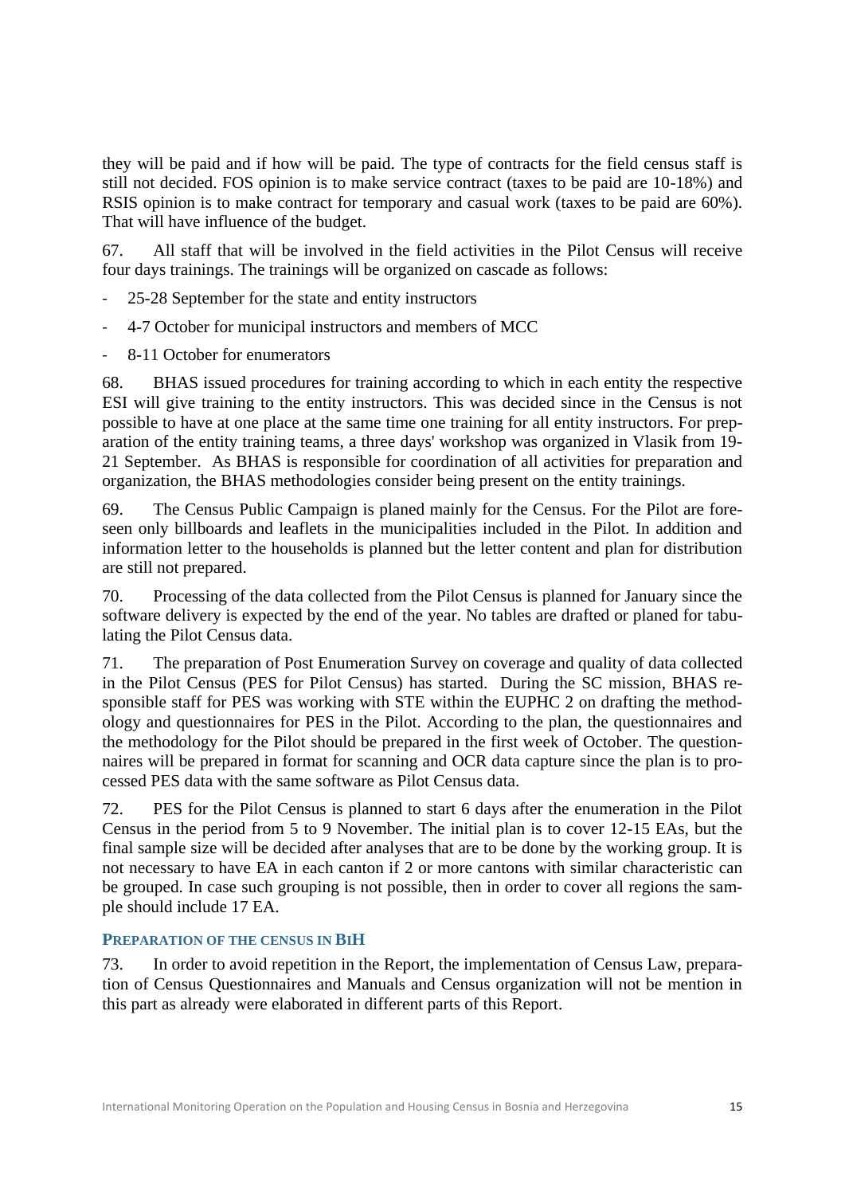they will be paid and if how will be paid. The type of contracts for the field census staff is still not decided. FOS opinion is to make service contract (taxes to be paid are 10-18%) and RSIS opinion is to make contract for temporary and casual work (taxes to be paid are 60%). That will have influence of the budget.

67. All staff that will be involved in the field activities in the Pilot Census will receive four days trainings. The trainings will be organized on cascade as follows:

- 25-28 September for the state and entity instructors
- 4-7 October for municipal instructors and members of MCC
- 8-11 October for enumerators

68. BHAS issued procedures for training according to which in each entity the respective ESI will give training to the entity instructors. This was decided since in the Census is not possible to have at one place at the same time one training for all entity instructors. For preparation of the entity training teams, a three days' workshop was organized in Vlasik from 19-21 September. As BHAS is responsible for coordination of all activities for preparation and organization, the BHAS methodologies consider being present on the entity trainings.

69. The Census Public Campaign is planed mainly for the Census. For the Pilot are foreseen only billboards and leaflets in the municipalities included in the Pilot. In addition and information letter to the households is planned but the letter content and plan for distribution are still not prepared.

70. Processing of the data collected from the Pilot Census is planned for January since the software delivery is expected by the end of the year. No tables are drafted or planed for tabulating the Pilot Census data.

71. The preparation of Post Enumeration Survey on coverage and quality of data collected in the Pilot Census (PES for Pilot Census) has started. During the SC mission, BHAS responsible staff for PES was working with STE within the EUPHC 2 on drafting the methodology and questionnaires for PES in the Pilot. According to the plan, the questionnaires and the methodology for the Pilot should be prepared in the first week of October. The questionnaires will be prepared in format for scanning and OCR data capture since the plan is to processed PES data with the same software as Pilot Census data.

72. PES for the Pilot Census is planned to start 6 days after the enumeration in the Pilot Census in the period from 5 to 9 November. The initial plan is to cover 12-15 EAs, but the final sample size will be decided after analyses that are to be done by the working group. It is not necessary to have EA in each canton if 2 or more cantons with similar characteristic can be grouped. In case such grouping is not possible, then in order to cover all regions the sample should include 17 EA.

### Preparation of the Census in BiH

73. In order to avoid repetition in the Report, the implementation of Census Law, preparation of Census Questionnaires and Manuals and Census organization will not be mention in this part as already were elaborated in different parts of this Report.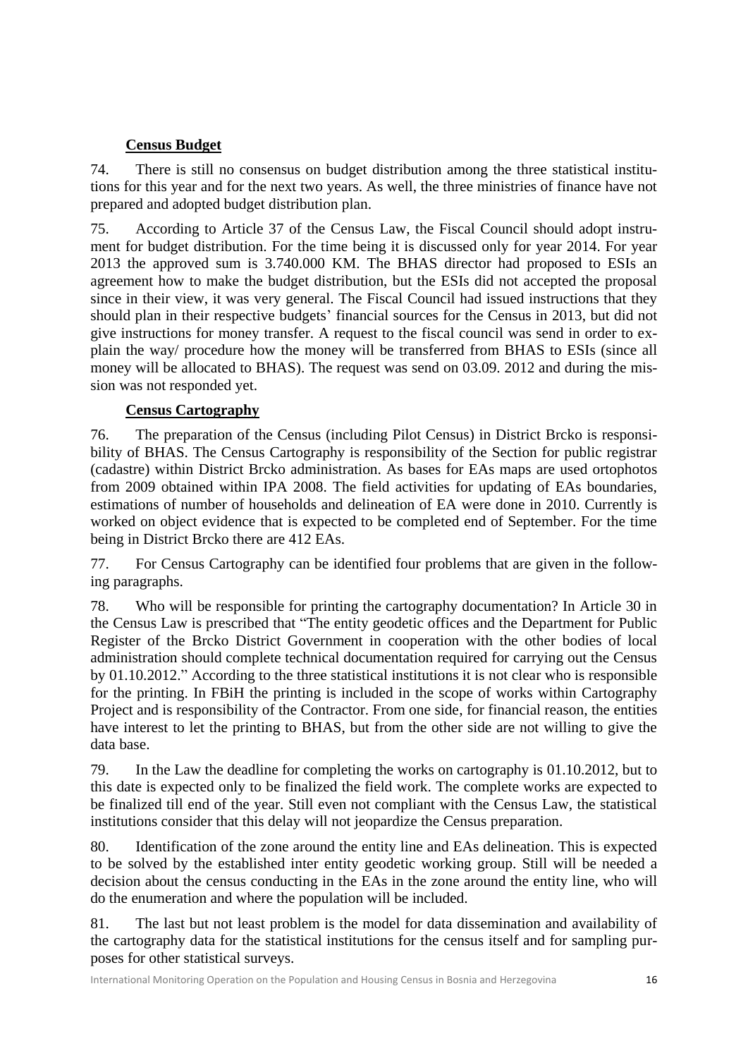**Census Budget**

74. There is still no consensus on budget distribution among the three statistical institutions for this year and for the next two years. As well, the three ministries of finance have not prepared and adopted budget distribution plan.

75. According to Article 37 of the Census Law, the Fiscal Council should adopt instrument for budget distribution. For the time being it is discussed only for year 2014. For year 2013 the approved sum is 3.740.000 KM. The BHAS director had proposed to ESIs an agreement how to make the budget distribution, but the ESIs did not accepted the proposal since in their view, it was very general. The Fiscal Council had issued instructions that they should plan in their respective budgets' financial sources for the Census in 2013, but did not give instructions for money transfer. A request to the fiscal council was send in order to explain the way/ procedure how the money will be transferred from BHAS to ESIs (since all money will be allocated to BHAS). The request was send on 03.09. 2012 and during the mission was not responded yet.

**Census Cartography**

76. The preparation of the Census (including Pilot Census) in District Brcko is responsibility of BHAS. The Census Cartography is responsibility of the Section for public registrar (cadastre) within District Brcko administration. As bases for EAs maps are used ortophotos from 2009 obtained within IPA 2008. The field activities for updating of EAs boundaries, estimations of number of households and delineation of EA were done in 2010. Currently is worked on object evidence that is expected to be completed end of September. For the time being in District Brcko there are 412 EAs.

77. For Census Cartography can be identified four problems that are given in the following paragraphs.

78. Who will be responsible for printing the cartography documentation? In Article 30 in the Census Law is prescribed that "The entity geodetic offices and the Department for Public Register of the Brcko District Government in cooperation with the other bodies of local administration should complete technical documentation required for carrying out the Census by 01.10.2012." According to the three statistical institutions it is not clear who is responsible for the printing. In FBiH the printing is included in the scope of works within Cartography Project and is responsibility of the Contractor. From one side, for financial reason, the entities have interest to let the printing to BHAS, but from the other side are not willing to give the data base.

79. In the Law the deadline for completing the works on cartography is 01.10.2012, but to this date is expected only to be finalized the field work. The complete works are expected to be finalized till end of the year. Still even not compliant with the Census Law, the statistical institutions consider that this delay will not jeopardize the Census preparation.

80. Identification of the zone around the entity line and EAs delineation. This is expected to be solved by the established inter entity geodetic working group. Still will be needed a decision about the census conducting in the EAs in the zone around the entity line, who will do the enumeration and where the population will be included.

81. The last but not least problem is the model for data dissemination and availability of the cartography data for the statistical institutions for the census itself and for sampling purposes for other statistical surveys.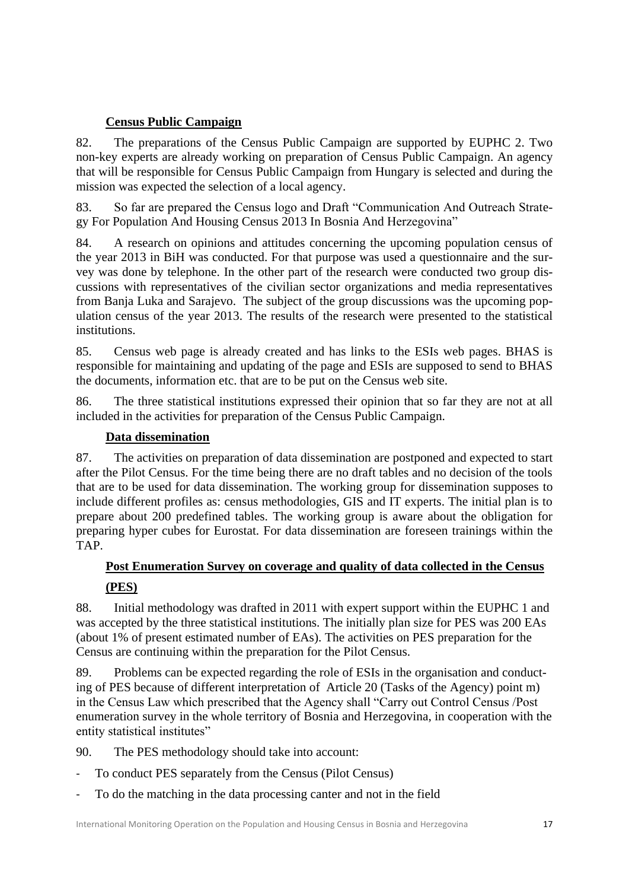**Census Public Campaign**

82. The preparations of the Census Public Campaign are supported by EUPHC 2. Two non-key experts are already working on preparation of Census Public Campaign. An agency that will be responsible for Census Public Campaign from Hungary is selected and during the mission was expected the selection of a local agency.

83. So far are prepared the Census logo and Draft "Communication And Outreach Strategy For Population And Housing Census 2013 In Bosnia And Herzegovina"

84. A research on opinions and attitudes concerning the upcoming population census of the year 2013 in BiH was conducted. For that purpose was used a questionnaire and the survey was done by telephone. In the other part of the research were conducted two group discussions with representatives of the civilian sector organizations and media representatives from Banja Luka and Sarajevo. The subject of the group discussions was the upcoming population census of the year 2013. The results of the research were presented to the statistical institutions.

85. Census web page is already created and has links to the ESIs web pages. BHAS is responsible for maintaining and updating of the page and ESIs are supposed to send to BHAS the documents, information etc. that are to be put on the Census web site.

86. The three statistical institutions expressed their opinion that so far they are not at all included in the activities for preparation of the Census Public Campaign.

**Data dissemination**

87. The activities on preparation of data dissemination are postponed and expected to start after the Pilot Census. For the time being there are no draft tables and no decision of the tools that are to be used for data dissemination. The working group for dissemination supposes to include different profiles as: census methodologies, GIS and IT experts. The initial plan is to prepare about 200 predefined tables. The working group is aware about the obligation for preparing hyper cubes for Eurostat. For data dissemination are foreseen trainings within the TAP.

**Post Enumeration Survey on coverage and quality of data collected in the Census (PES)**

88. Initial methodology was drafted in 2011 with expert support within the EUPHC 1 and was accepted by the three statistical institutions. The initially plan size for PES was 200 EAs (about 1% of present estimated number of EAs). The activities on PES preparation for the Census are continuing within the preparation for the Pilot Census.

89. Problems can be expected regarding the role of ESIs in the organisation and conducting of PES because of different interpretation of Article 20 (Tasks of the Agency) point m) in the Census Law which prescribed that the Agency shall "Carry out Control Census /Post enumeration survey in the whole territory of Bosnia and Herzegovina, in cooperation with the entity statistical institutes"

90. The PES methodology should take into account:

- To conduct PES separately from the Census (Pilot Census)
- To do the matching in the data processing canter and not in the field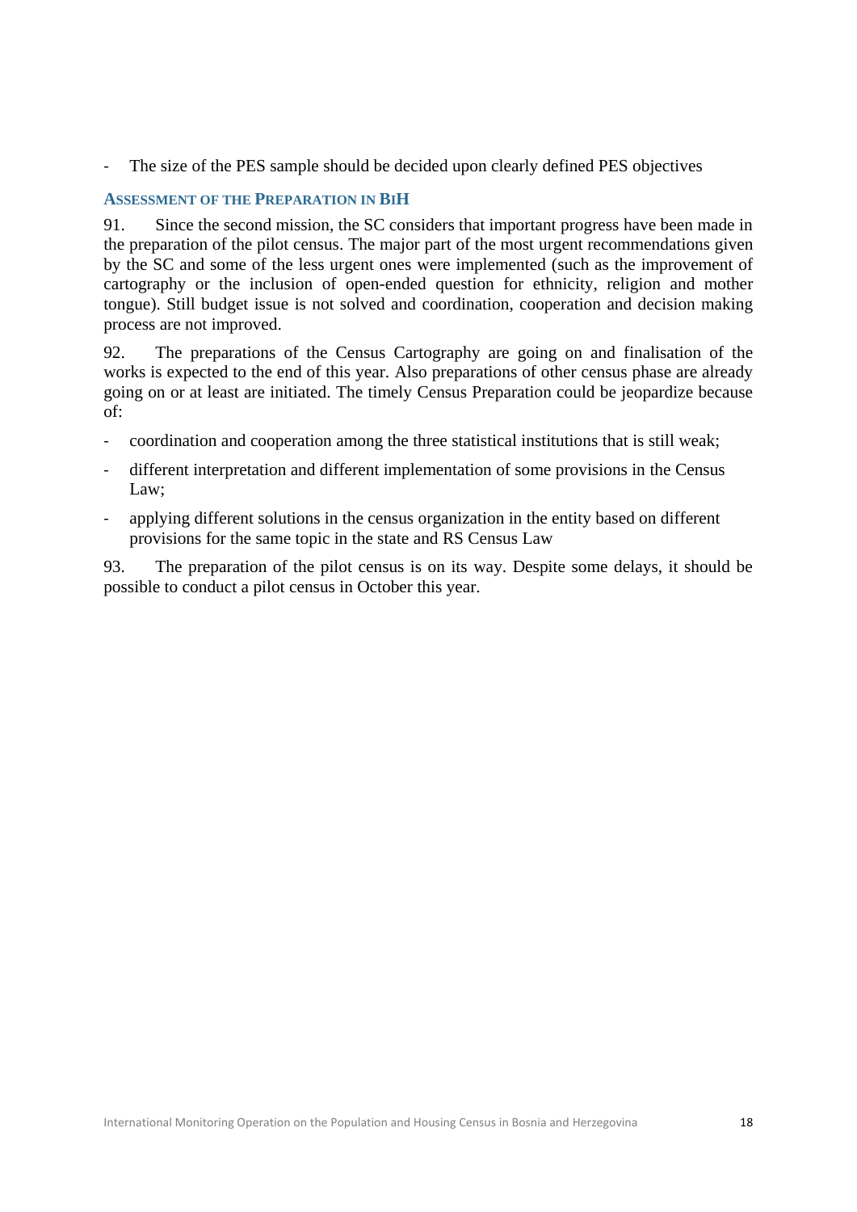- The size of the PES sample should be decided upon clearly defined PES objectives

### Assessment of the Preparation in BiH

91. Since the second mission, the SC considers that important progress have been made in the preparation of the pilot census. The major part of the most urgent recommendations given by the SC and some of the less urgent ones were implemented (such as the improvement of cartography or the inclusion of open-ended question for ethnicity, religion and mother tongue). Still budget issue is not solved and coordination, cooperation and decision making process are not improved.

92. The preparations of the Census Cartography are going on and finalisation of the works is expected to the end of this year. Also preparations of other census phase are already going on or at least are initiated. The timely Census Preparation could be jeopardize because of:

- coordination and cooperation among the three statistical institutions that is still weak;
- different interpretation and different implementation of some provisions in the Census Law;
- applying different solutions in the census organization in the entity based on different provisions for the same topic in the state and RS Census Law

93. The preparation of the pilot census is on its way. Despite some delays, it should be possible to conduct a pilot census in October this year.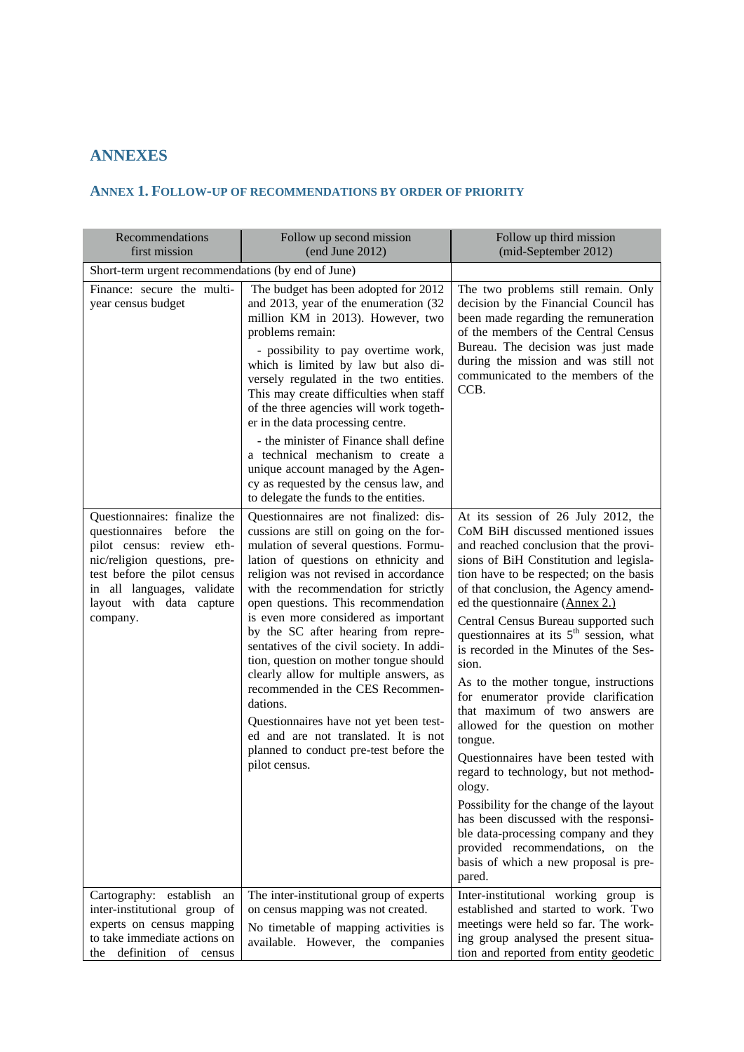# ANNEXES

## ANNEX 1. FOLLOW-UP OF RECOMMENDATIONS BY ORDER OF PRIORITY

| Recommendations first mission | Follow up second mission (end June 2012) | Follow up third mission (mid-September 2012) |
|---|---|---|
| Short-term urgent recommendations (by end of June) | | |
| Finance: secure the multi-year census budget | The budget has been adopted for 2012 and 2013, year of the enumeration (32 million KM in 2013). However, two problems remain:<br>- possibility to pay overtime work, which is limited by law but also diversely regulated in the two entities. This may create difficulties when staff of the three agencies will work together in the data processing centre.<br>- the minister of Finance shall define a technical mechanism to create a unique account managed by the Agency as requested by the census law, and to delegate the funds to the entities. | The two problems still remain. Only decision by the Financial Council has been made regarding the remuneration of the members of the Central Census Bureau. The decision was just made during the mission and was still not communicated to the members of the CCB. |
| Questionnaires: finalize the questionnaires before the pilot census: review ethnic/religion questions, pre-test before the pilot census in all languages, validate layout with data capture company. | Questionnaires are not finalized: discussions are still on going on the formulation of several questions. Formulation of questions on ethnicity and religion was not revised in accordance with the recommendation for strictly open questions. This recommendation is even more considered as important by the SC after hearing from representatives of the civil society. In addition, question on mother tongue should clearly allow for multiple answers, as recommended in the CES Recommendations.<br>Questionnaires have not yet been tested and are not translated. It is not planned to conduct pre-test before the pilot census. | At its session of 26 July 2012, the CoM BiH discussed mentioned issues and reached conclusion that the provisions of BiH Constitution and legislation have to be respected; on the basis of that conclusion, the Agency amended the questionnaire (Annex 2.)<br>Central Census Bureau supported such questionnaires at its 5th session, what is recorded in the Minutes of the Session.<br>As to the mother tongue, instructions for enumerator provide clarification that maximum of two answers are allowed for the question on mother tongue.<br>Questionnaires have been tested with regard to technology, but not methodology.<br>Possibility for the change of the layout has been discussed with the responsible data-processing company and they provided recommendations, on the basis of which a new proposal is prepared. |
| Cartography: establish an inter-institutional group of experts on census mapping to take immediate actions on the definition of census | The inter-institutional group of experts on census mapping was not created.<br>No timetable of mapping activities is available. However, the companies | Inter-institutional working group is established and started to work. Two meetings were held so far. The working group analysed the present situation and reported from entity geodetic |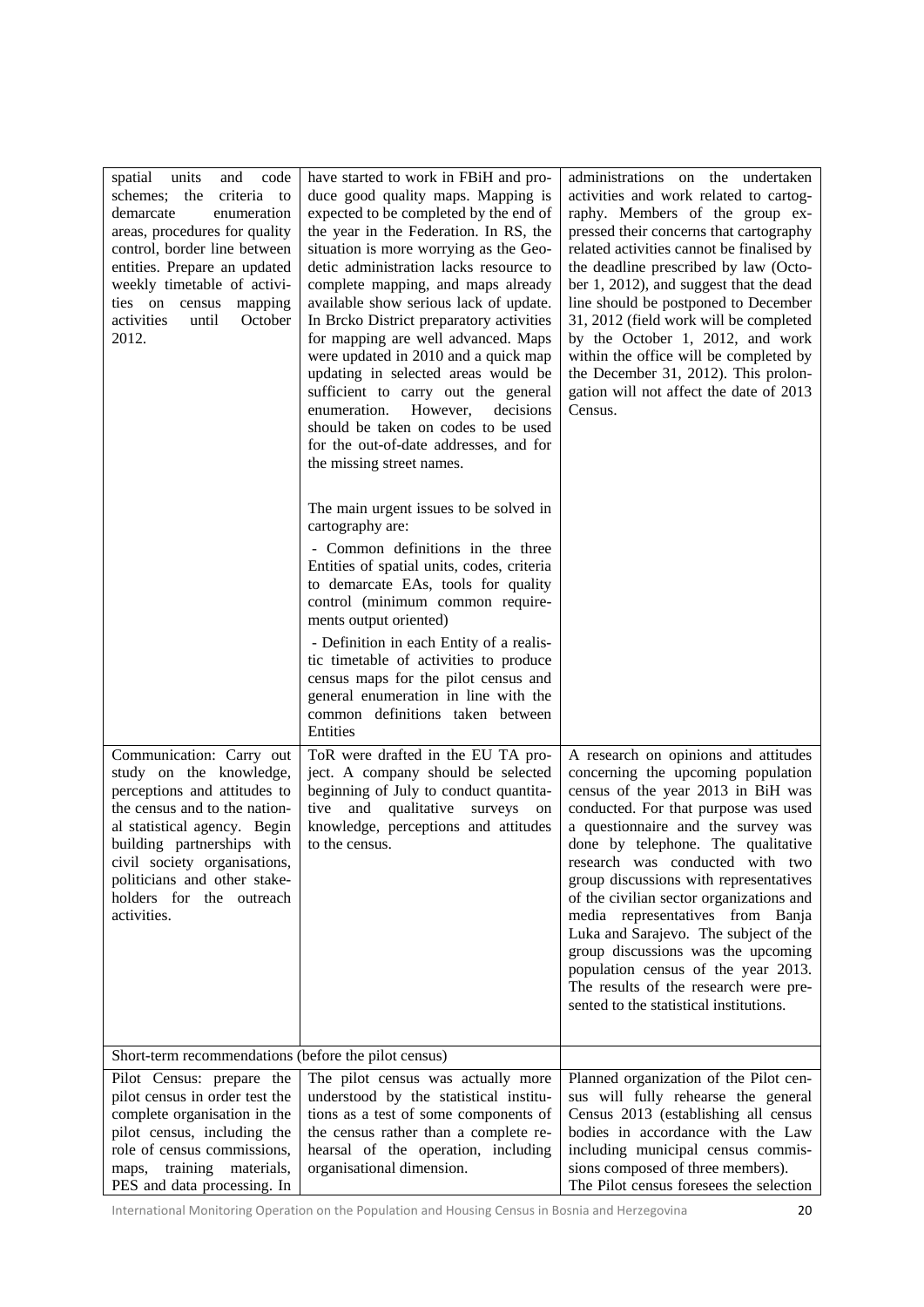| | | |
|---|---|---|
| spatial units and code schemes; the criteria to demarcate enumeration areas, procedures for quality control, border line between entities. Prepare an updated weekly timetable of activities on census mapping activities until October 2012. | have started to work in FBiH and produce good quality maps. Mapping is expected to be completed by the end of the year in the Federation. In RS, the situation is more worrying as the Geodetic administration lacks resource to complete mapping, and maps already available show serious lack of update. In Brcko District preparatory activities for mapping are well advanced. Maps were updated in 2010 and a quick map updating in selected areas would be sufficient to carry out the general enumeration. However, decisions should be taken on codes to be used for the out-of-date addresses, and for the missing street names.<br><br>The main urgent issues to be solved in cartography are:<br>- Common definitions in the three Entities of spatial units, codes, criteria to demarcate EAs, tools for quality control (minimum common requirements output oriented)<br>- Definition in each Entity of a realistic timetable of activities to produce census maps for the pilot census and general enumeration in line with the common definitions taken between Entities | administrations on the undertaken activities and work related to cartography. Members of the group expressed their concerns that cartography related activities cannot be finalised by the deadline prescribed by law (October 1, 2012), and suggest that the dead line should be postponed to December 31, 2012 (field work will be completed by the October 1, 2012, and work within the office will be completed by the December 31, 2012). This prolongation will not affect the date of 2013 Census. |
| Communication: Carry out study on the knowledge, perceptions and attitudes to the census and to the national statistical agency. Begin building partnerships with civil society organisations, politicians and other stakeholders for the outreach activities. | ToR were drafted in the EU TA project. A company should be selected beginning of July to conduct quantitative and qualitative surveys on knowledge, perceptions and attitudes to the census. | A research on opinions and attitudes concerning the upcoming population census of the year 2013 in BiH was conducted. For that purpose was used a questionnaire and the survey was done by telephone. The qualitative research was conducted with two group discussions with representatives of the civilian sector organizations and media representatives from Banja Luka and Sarajevo. The subject of the group discussions was the upcoming population census of the year 2013. The results of the research were presented to the statistical institutions. |
| Short-term recommendations (before the pilot census) | | |
| Pilot Census: prepare the pilot census in order test the complete organisation in the pilot census, including the role of census commissions, maps, training materials, PES and data processing. In | The pilot census was actually more understood by the statistical institutions as a test of some components of the census rather than a complete rehearsal of the operation, including organisational dimension. | Planned organization of the Pilot census will fully rehearse the general Census 2013 (establishing all census bodies in accordance with the Law including municipal census commissions composed of three members).<br>The Pilot census foresees the selection |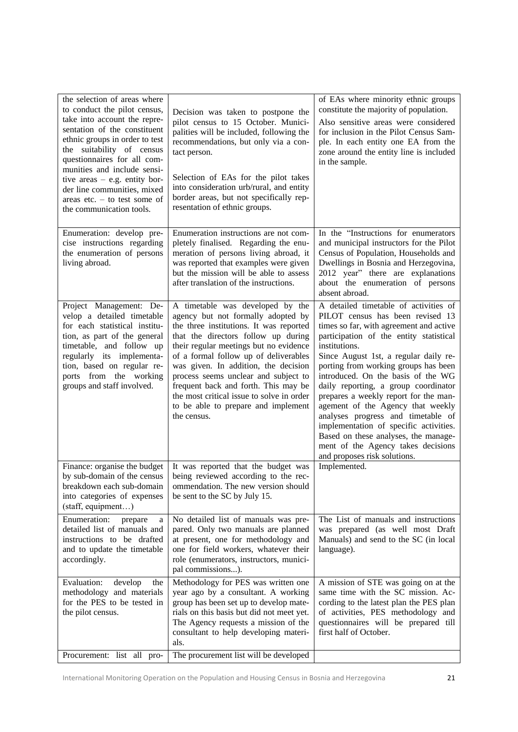| | | |
|---|---|---|
| the selection of areas where to conduct the pilot census, take into account the representation of the constituent ethnic groups in order to test the suitability of census questionnaires for all communities and include sensitive areas – e.g. entity border line communities, mixed areas etc. – to test some of the communication tools. | Decision was taken to postpone the pilot census to 15 October. Municipalities will be included, following the recommendations, but only via a contact person.<br><br>Selection of EAs for the pilot takes into consideration urb/rural, and entity border areas, but not specifically representation of ethnic groups. | of EAs where minority ethnic groups constitute the majority of population.<br>Also sensitive areas were considered for inclusion in the Pilot Census Sample. In each entity one EA from the zone around the entity line is included in the sample. |
| Enumeration: develop precise instructions regarding the enumeration of persons living abroad. | Enumeration instructions are not completely finalised. Regarding the enumeration of persons living abroad, it was reported that examples were given but the mission will be able to assess after translation of the instructions. | In the "Instructions for enumerators and municipal instructors for the Pilot Census of Population, Households and Dwellings in Bosnia and Herzegovina, 2012 year" there are explanations about the enumeration of persons absent abroad. |
| Project Management: Develop a detailed timetable for each statistical institution, as part of the general timetable, and follow up regularly its implementation, based on regular reports from the working groups and staff involved. | A timetable was developed by the agency but not formally adopted by the three institutions. It was reported that the directors follow up during their regular meetings but no evidence of a formal follow up of deliverables was given. In addition, the decision process seems unclear and subject to frequent back and forth. This may be the most critical issue to solve in order to be able to prepare and implement the census. | A detailed timetable of activities of PILOT census has been revised 13 times so far, with agreement and active participation of the entity statistical institutions.<br>Since August 1st, a regular daily reporting from working groups has been introduced. On the basis of the WG daily reporting, a group coordinator prepares a weekly report for the management of the Agency that weekly analyses progress and timetable of implementation of specific activities. Based on these analyses, the management of the Agency takes decisions and proposes risk solutions. |
| Finance: organise the budget by sub-domain of the census breakdown each sub-domain into categories of expenses (staff, equipment…) | It was reported that the budget was being reviewed according to the recommendation. The new version should be sent to the SC by July 15. | Implemented. |
| Enumeration: prepare a detailed list of manuals and instructions to be drafted and to update the timetable accordingly. | No detailed list of manuals was prepared. Only two manuals are planned at present, one for methodology and one for field workers, whatever their role (enumerators, instructors, municipal commissions...). | The List of manuals and instructions was prepared (as well most Draft Manuals) and send to the SC (in local language). |
| Evaluation: develop the methodology and materials for the PES to be tested in the pilot census. | Methodology for PES was written one year ago by a consultant. A working group has been set up to develop materials on this basis but did not meet yet. The Agency requests a mission of the consultant to help developing materials. | A mission of STE was going on at the same time with the SC mission. According to the latest plan the PES plan of activities, PES methodology and questionnaires will be prepared till first half of October. |
| Procurement: list all pro- | The procurement list will be developed | |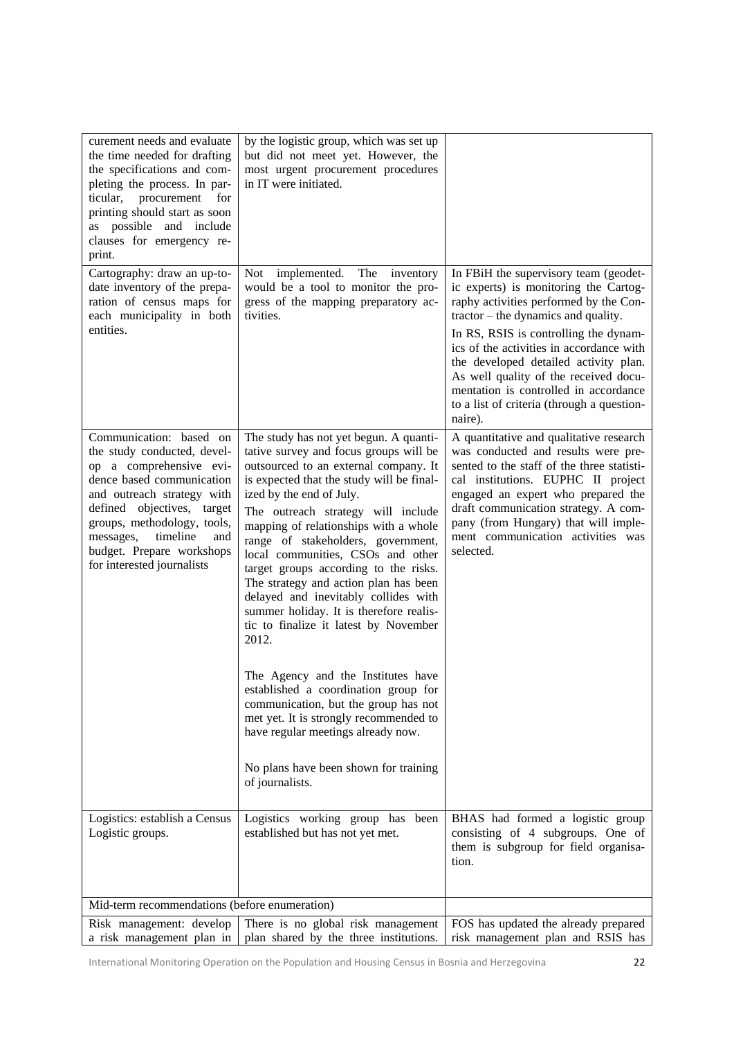| | | |
|---|---|---|
| curement needs and evaluate the time needed for drafting the specifications and completing the process. In particular, procurement for printing should start as soon as possible and include clauses for emergency reprint. | by the logistic group, which was set up but did not meet yet. However, the most urgent procurement procedures in IT were initiated. | |
| Cartography: draw an up-to-date inventory of the preparation of census maps for each municipality in both entities. | Not implemented. The inventory would be a tool to monitor the progress of the mapping preparatory activities. | In FBiH the supervisory team (geodetic experts) is monitoring the Cartography activities performed by the Contractor – the dynamics and quality.<br>In RS, RSIS is controlling the dynamics of the activities in accordance with the developed detailed activity plan. As well quality of the received documentation is controlled in accordance to a list of criteria (through a questionnaire). |
| Communication: based on the study conducted, develop a comprehensive evidence based communication and outreach strategy with defined objectives, target groups, methodology, tools, messages, timeline and budget. Prepare workshops for interested journalists | The study has not yet begun. A quantitative survey and focus groups will be outsourced to an external company. It is expected that the study will be finalized by the end of July.<br>The outreach strategy will include mapping of relationships with a whole range of stakeholders, government, local communities, CSOs and other target groups according to the risks. The strategy and action plan has been delayed and inevitably collides with summer holiday. It is therefore realistic to finalize it latest by November 2012.<br><br>The Agency and the Institutes have established a coordination group for communication, but the group has not met yet. It is strongly recommended to have regular meetings already now.<br><br>No plans have been shown for training of journalists. | A quantitative and qualitative research was conducted and results were presented to the staff of the three statistical institutions. EUPHC II project engaged an expert who prepared the draft communication strategy. A company (from Hungary) that will implement communication activities was selected. |
| Logistics: establish a Census Logistic groups. | Logistics working group has been established but has not yet met. | BHAS had formed a logistic group consisting of 4 subgroups. One of them is subgroup for field organisation. |
| Mid-term recommendations (before enumeration) | | |
| Risk management: develop a risk management plan in | There is no global risk management plan shared by the three institutions. | FOS has updated the already prepared risk management plan and RSIS has |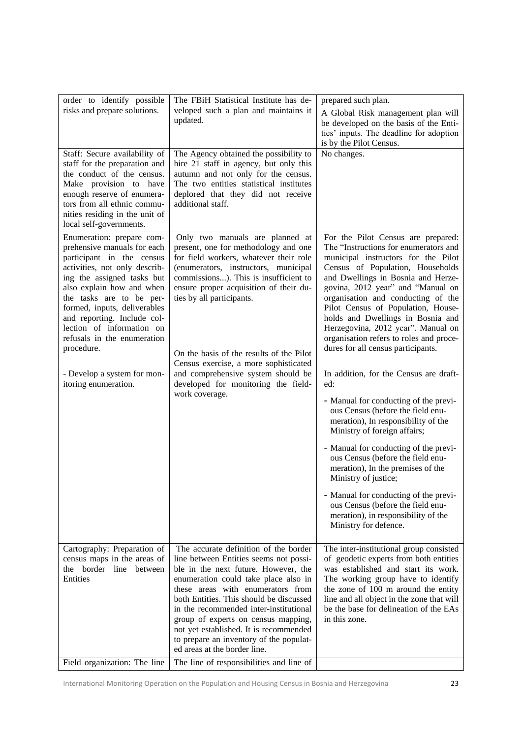| | | |
|---|---|---|
| order to identify possible risks and prepare solutions. | The FBiH Statistical Institute has developed such a plan and maintains it updated. | prepared such plan.<br>A Global Risk management plan will be developed on the basis of the Entities' inputs. The deadline for adoption is by the Pilot Census. |
| Staff: Secure availability of staff for the preparation and the conduct of the census. Make provision to have enough reserve of enumerators from all ethnic communities residing in the unit of local self-governments. | The Agency obtained the possibility to hire 21 staff in agency, but only this autumn and not only for the census. The two entities statistical institutes deplored that they did not receive additional staff. | No changes. |
| Enumeration: prepare comprehensive manuals for each participant in the census activities, not only describing the assigned tasks but also explain how and when the tasks are to be performed, inputs, deliverables and reporting. Include collection of information on refusals in the enumeration procedure.<br><br>- Develop a system for monitoring enumeration. | Only two manuals are planned at present, one for methodology and one for field workers, whatever their role (enumerators, instructors, municipal commissions...). This is insufficient to ensure proper acquisition of their duties by all participants.<br><br>On the basis of the results of the Pilot Census exercise, a more sophisticated and comprehensive system should be developed for monitoring the fieldwork coverage. | For the Pilot Census are prepared: The "Instructions for enumerators and municipal instructors for the Pilot Census of Population, Households and Dwellings in Bosnia and Herzegovina, 2012 year" and "Manual on organisation and conducting of the Pilot Census of Population, Households and Dwellings in Bosnia and Herzegovina, 2012 year". Manual on organisation refers to roles and procedures for all census participants.<br><br>In addition, for the Census are drafted:<br>- Manual for conducting of the previous Census (before the field enumeration), In responsibility of the Ministry of foreign affairs;<br>- Manual for conducting of the previous Census (before the field enumeration), In the premises of the Ministry of justice;<br>- Manual for conducting of the previous Census (before the field enumeration), in responsibility of the Ministry for defence. |
| Cartography: Preparation of census maps in the areas of the border line between Entities | The accurate definition of the border line between Entities seems not possible in the next future. However, the enumeration could take place also in these areas with enumerators from both Entities. This should be discussed in the recommended inter-institutional group of experts on census mapping, not yet established. It is recommended to prepare an inventory of the populated areas at the border line. | The inter-institutional group consisted of geodetic experts from both entities was established and start its work. The working group have to identify the zone of 100 m around the entity line and all object in the zone that will be the base for delineation of the EAs in this zone. |
| Field organization: The line | The line of responsibilities and line of | |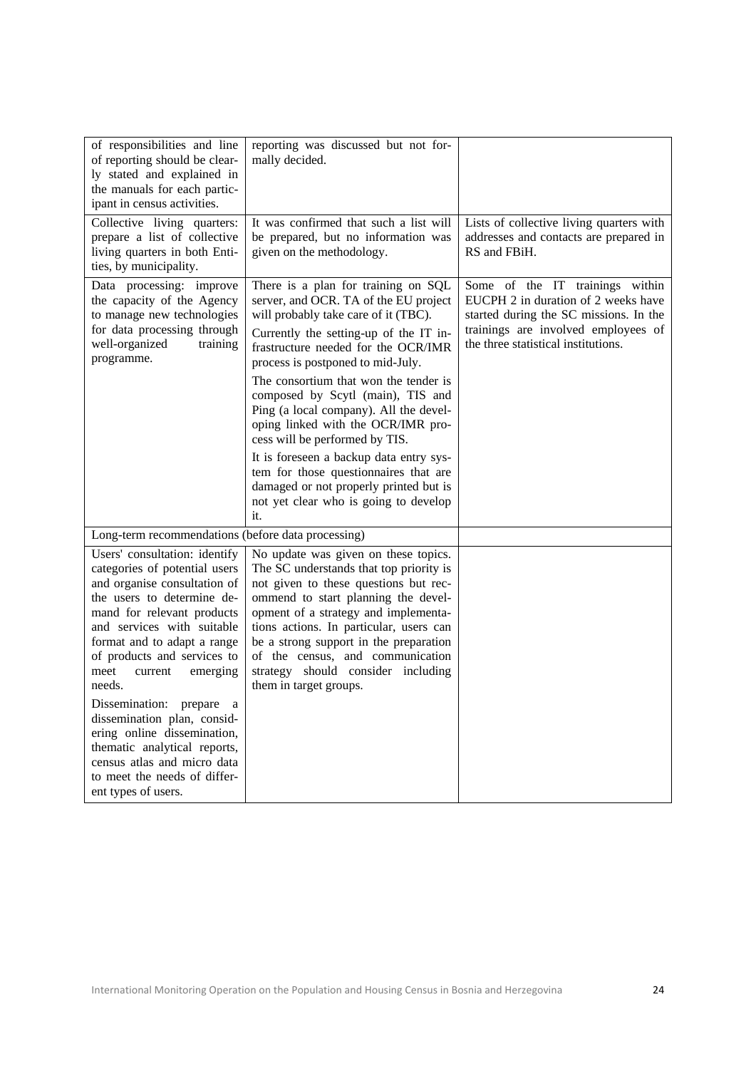| | | |
|---|---|---|
| of responsibilities and line of reporting should be clearly stated and explained in the manuals for each participant in census activities. | reporting was discussed but not formally decided. | |
| Collective living quarters: prepare a list of collective living quarters in both Entities, by municipality. | It was confirmed that such a list will be prepared, but no information was given on the methodology. | Lists of collective living quarters with addresses and contacts are prepared in RS and FBiH. |
| Data processing: improve the capacity of the Agency to manage new technologies for data processing through well-organized training programme. | There is a plan for training on SQL server, and OCR. TA of the EU project will probably take care of it (TBC).<br><br>Currently the setting-up of the IT infrastructure needed for the OCR/IMR process is postponed to mid-July.<br><br>The consortium that won the tender is composed by Scytl (main), TIS and Ping (a local company). All the developing linked with the OCR/IMR process will be performed by TIS.<br><br>It is foreseen a backup data entry system for those questionnaires that are damaged or not properly printed but is not yet clear who is going to develop it. | Some of the IT trainings within EUCPH 2 in duration of 2 weeks have started during the SC missions. In the trainings are involved employees of the three statistical institutions. |
| Long-term recommendations (before data processing) | | |
| Users' consultation: identify categories of potential users and organise consultation of the users to determine demand for relevant products and services with suitable format and to adapt a range of products and services to meet current emerging needs.<br><br>Dissemination: prepare a dissemination plan, considering online dissemination, thematic analytical reports, census atlas and micro data to meet the needs of different types of users. | No update was given on these topics. The SC understands that top priority is not given to these questions but recommend to start planning the development of a strategy and implementations actions. In particular, users can be a strong support in the preparation of the census, and communication strategy should consider including them in target groups. | |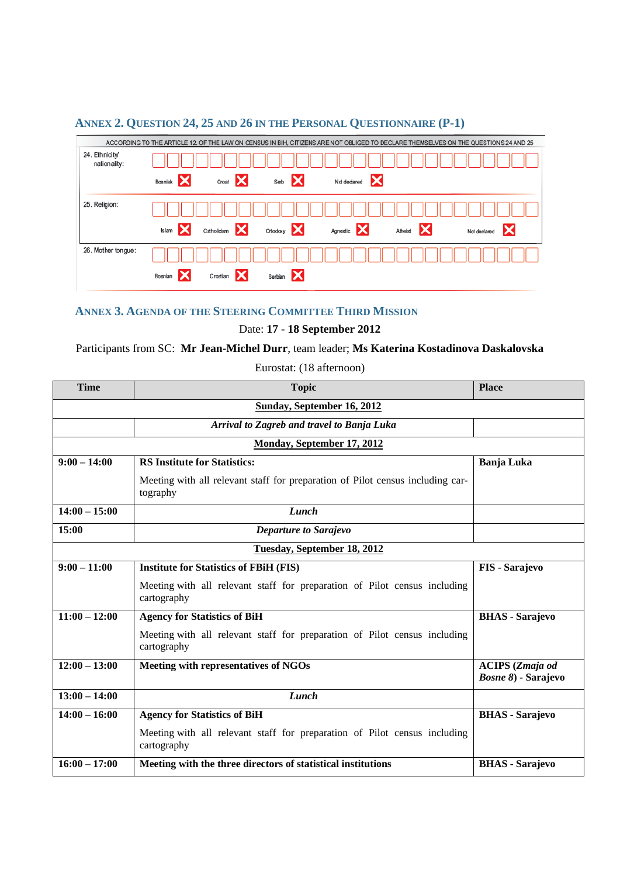## ANNEX 2. QUESTION 24, 25 AND 26 IN THE PERSONAL QUESTIONNAIRE (P-1)

ACCORDING TO THE ARTICLE 12. OF THE LAW ON CENSUS IN BIH, CITIZENS ARE NOT OBLIGED TO DECLARE THEMSELVES ON THE QUESTIONS 24 AND 25

24. Ethnicity/ nationality:

Bosniak ☒ Croat ☒ Serb ☒ Not declared ☒

25. Religion:

Islam ☒ Catholicism ☒ Ortodoxy ☒ Agnostic ☒ Atheist ☒ Not declared ☒

26. Mother tongue:

Bosnian ☒ Croatian ☒ Serbian ☒

## ANNEX 3. AGENDA OF THE STEERING COMMITTEE THIRD MISSION

Date: **17 - 18 September 2012**

Participants from SC: **Mr Jean-Michel Durr**, team leader; **Ms Katerina Kostadinova Daskalovska**

Eurostat: (18 afternoon)

| Time | Topic | Place |
|---|---|---|
| | **Sunday, September 16, 2012** | |
| | ***Arrival to Zagreb and travel to Banja Luka*** | |
| | **Monday, September 17, 2012** | |
| **9:00 – 14:00** | **RS Institute for Statistics:** Meeting with all relevant staff for preparation of Pilot census including cartography | **Banja Luka** |
| **14:00 – 15:00** | ***Lunch*** | |
| **15:00** | ***Departure to Sarajevo*** | |
| | **Tuesday, September 18, 2012** | |
| **9:00 – 11:00** | **Institute for Statistics of FBiH (FIS)** Meeting with all relevant staff for preparation of Pilot census including cartography | **FIS - Sarajevo** |
| **11:00 – 12:00** | **Agency for Statistics of BiH** Meeting with all relevant staff for preparation of Pilot census including cartography | **BHAS - Sarajevo** |
| **12:00 – 13:00** | **Meeting with representatives of NGOs** | **ACIPS (*Zmaja od Bosne 8*) - Sarajevo** |
| **13:00 – 14:00** | ***Lunch*** | |
| **14:00 – 16:00** | **Agency for Statistics of BiH** Meeting with all relevant staff for preparation of Pilot census including cartography | **BHAS - Sarajevo** |
| **16:00 – 17:00** | **Meeting with the three directors of statistical institutions** | **BHAS - Sarajevo** |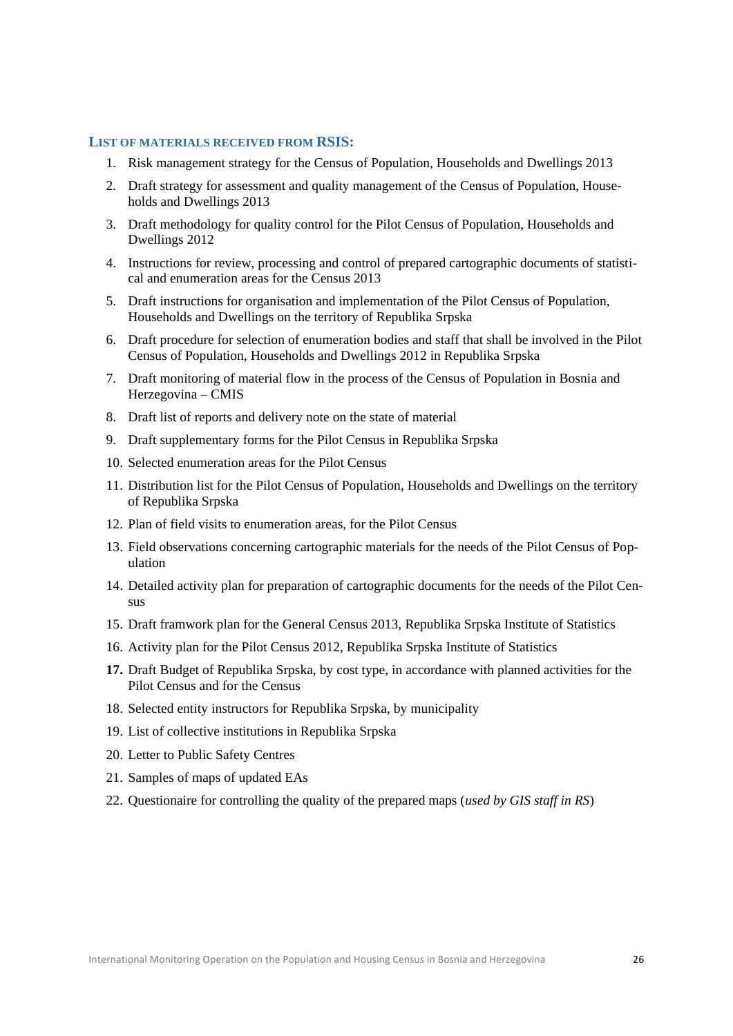### LIST OF MATERIALS RECEIVED FROM RSIS:

1. Risk management strategy for the Census of Population, Households and Dwellings 2013
2. Draft strategy for assessment and quality management of the Census of Population, Households and Dwellings 2013
3. Draft methodology for quality control for the Pilot Census of Population, Households and Dwellings 2012
4. Instructions for review, processing and control of prepared cartographic documents of statistical and enumeration areas for the Census 2013
5. Draft instructions for organisation and implementation of the Pilot Census of Population, Households and Dwellings on the territory of Republika Srpska
6. Draft procedure for selection of enumeration bodies and staff that shall be involved in the Pilot Census of Population, Households and Dwellings 2012 in Republika Srpska
7. Draft monitoring of material flow in the process of the Census of Population in Bosnia and Herzegovina – CMIS
8. Draft list of reports and delivery note on the state of material
9. Draft supplementary forms for the Pilot Census in Republika Srpska
10. Selected enumeration areas for the Pilot Census
11. Distribution list for the Pilot Census of Population, Households and Dwellings on the territory of Republika Srpska
12. Plan of field visits to enumeration areas, for the Pilot Census
13. Field observations concerning cartographic materials for the needs of the Pilot Census of Population
14. Detailed activity plan for preparation of cartographic documents for the needs of the Pilot Census
15. Draft framwork plan for the General Census 2013, Republika Srpska Institute of Statistics
16. Activity plan for the Pilot Census 2012, Republika Srpska Institute of Statistics
17. Draft Budget of Republika Srpska, by cost type, in accordance with planned activities for the Pilot Census and for the Census
18. Selected entity instructors for Republika Srpska, by municipality
19. List of collective institutions in Republika Srpska
20. Letter to Public Safety Centres
21. Samples of maps of updated EAs
22. Questionaire for controlling the quality of the prepared maps (*used by GIS staff in RS*)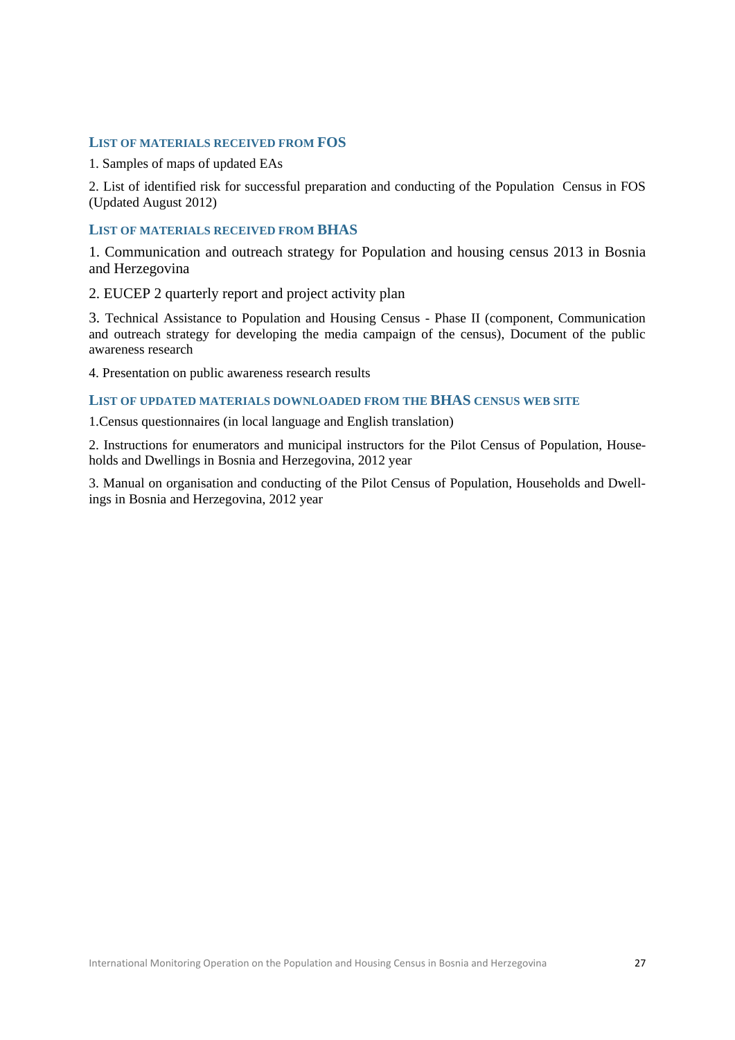### LIST OF MATERIALS RECEIVED FROM FOS

1. Samples of maps of updated EAs

2. List of identified risk for successful preparation and conducting of the Population Census in FOS (Updated August 2012)

### LIST OF MATERIALS RECEIVED FROM BHAS

1. Communication and outreach strategy for Population and housing census 2013 in Bosnia and Herzegovina

2. EUCEP 2 quarterly report and project activity plan

3. Technical Assistance to Population and Housing Census - Phase II (component, Communication and outreach strategy for developing the media campaign of the census), Document of the public awareness research

4. Presentation on public awareness research results

### LIST OF UPDATED MATERIALS DOWNLOADED FROM THE BHAS CENSUS WEB SITE

1.Census questionnaires (in local language and English translation)

2. Instructions for enumerators and municipal instructors for the Pilot Census of Population, Households and Dwellings in Bosnia and Herzegovina, 2012 year

3. Manual on organisation and conducting of the Pilot Census of Population, Households and Dwellings in Bosnia and Herzegovina, 2012 year